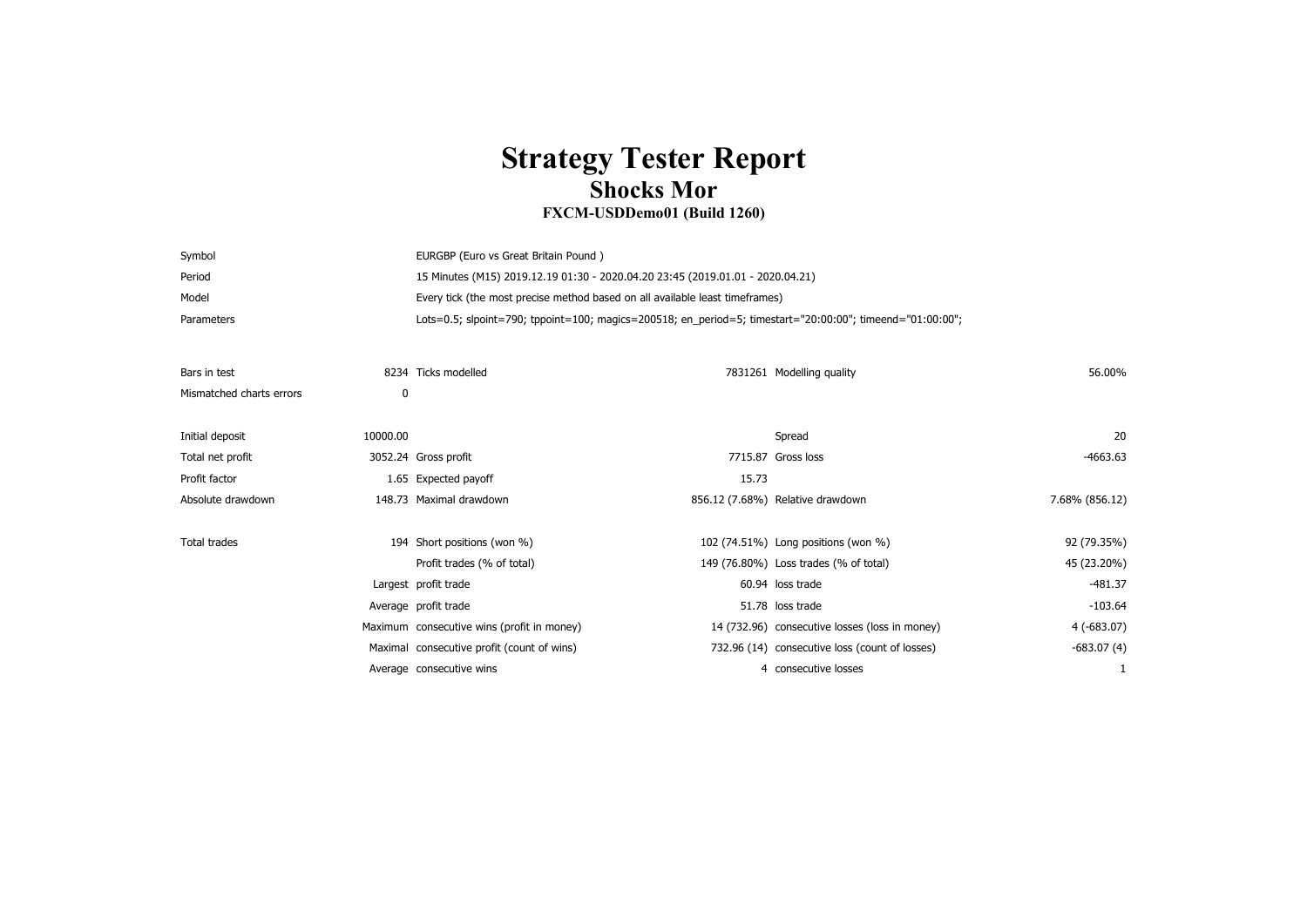# Strategy Tester Report

## Shocks Mor

### FXCM-USDDemo01 (Build 1260)

| | |
|---|---|
| Symbol | EURGBP (Euro vs Great Britain Pound ) |
| Period | 15 Minutes (M15) 2019.12.19 01:30 - 2020.04.20 23:45 (2019.01.01 - 2020.04.21) |
| Model | Every tick (the most precise method based on all available least timeframes) |
| Parameters | Lots=0.5; slpoint=790; tppoint=100; magics=200518; en_period=5; timestart="20:00:00"; timeend="01:00:00"; |

| | | | | | |
|---|---|---|---|---|---|
| Bars in test | 8234 | Ticks modelled | 7831261 | Modelling quality | 56.00% |
| Mismatched charts errors | 0 | | | | |
| Initial deposit | 10000.00 | | | Spread | 20 |
| Total net profit | 3052.24 | Gross profit | 7715.87 | Gross loss | -4663.63 |
| Profit factor | 1.65 | Expected payoff | 15.73 | | |
| Absolute drawdown | 148.73 | Maximal drawdown | 856.12 (7.68%) | Relative drawdown | 7.68% (856.12) |
| Total trades | 194 | Short positions (won %) | 102 (74.51%) | Long positions (won %) | 92 (79.35%) |
| | | Profit trades (% of total) | 149 (76.80%) | Loss trades (% of total) | 45 (23.20%) |
| | Largest | profit trade | 60.94 | loss trade | -481.37 |
| | Average | profit trade | 51.78 | loss trade | -103.64 |
| | Maximum | consecutive wins (profit in money) | 14 (732.96) | consecutive losses (loss in money) | 4 (-683.07) |
| | Maximal | consecutive profit (count of wins) | 732.96 (14) | consecutive loss (count of losses) | -683.07 (4) |
| | Average | consecutive wins | 4 | consecutive losses | 1 |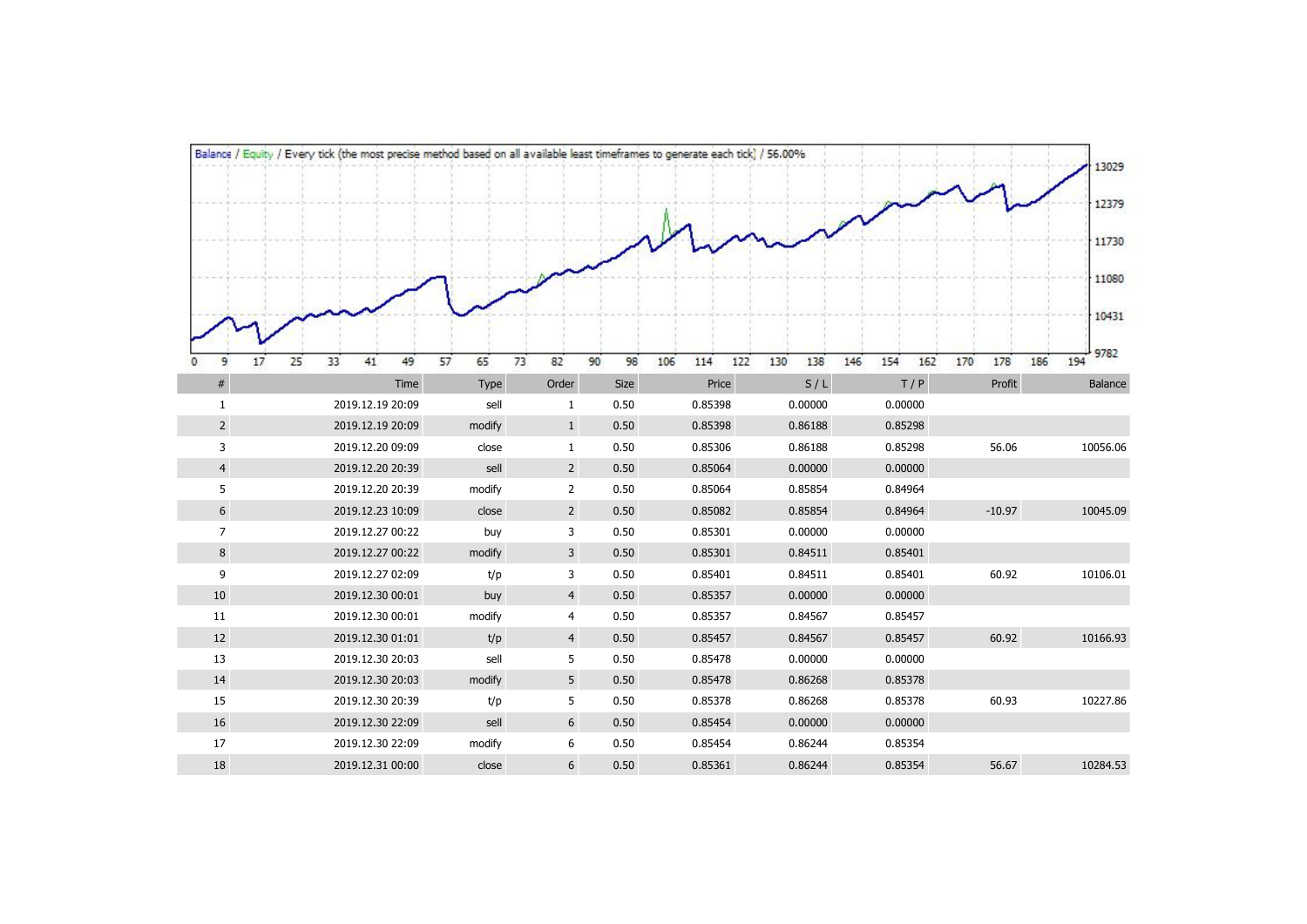Balance / Equity / Every tick (the most precise method based on all available least timeframes to generate each tick) / 56.00%

| # | Time | Type | Order | Size | Price | S / L | T / P | Profit | Balance |
|---|---|---|---|---|---|---|---|---|---|
| 1 | 2019.12.19 20:09 | sell | 1 | 0.50 | 0.85398 | 0.00000 | 0.00000 | | |
| 2 | 2019.12.19 20:09 | modify | 1 | 0.50 | 0.85398 | 0.86188 | 0.85298 | | |
| 3 | 2019.12.20 09:09 | close | 1 | 0.50 | 0.85306 | 0.86188 | 0.85298 | 56.06 | 10056.06 |
| 4 | 2019.12.20 20:39 | sell | 2 | 0.50 | 0.85064 | 0.00000 | 0.00000 | | |
| 5 | 2019.12.20 20:39 | modify | 2 | 0.50 | 0.85064 | 0.85854 | 0.84964 | | |
| 6 | 2019.12.23 10:09 | close | 2 | 0.50 | 0.85082 | 0.85854 | 0.84964 | -10.97 | 10045.09 |
| 7 | 2019.12.27 00:22 | buy | 3 | 0.50 | 0.85301 | 0.00000 | 0.00000 | | |
| 8 | 2019.12.27 00:22 | modify | 3 | 0.50 | 0.85301 | 0.84511 | 0.85401 | | |
| 9 | 2019.12.27 02:09 | t/p | 3 | 0.50 | 0.85401 | 0.84511 | 0.85401 | 60.92 | 10106.01 |
| 10 | 2019.12.30 00:01 | buy | 4 | 0.50 | 0.85357 | 0.00000 | 0.00000 | | |
| 11 | 2019.12.30 00:01 | modify | 4 | 0.50 | 0.85357 | 0.84567 | 0.85457 | | |
| 12 | 2019.12.30 01:01 | t/p | 4 | 0.50 | 0.85457 | 0.84567 | 0.85457 | 60.92 | 10166.93 |
| 13 | 2019.12.30 20:03 | sell | 5 | 0.50 | 0.85478 | 0.00000 | 0.00000 | | |
| 14 | 2019.12.30 20:03 | modify | 5 | 0.50 | 0.85478 | 0.86268 | 0.85378 | | |
| 15 | 2019.12.30 20:39 | t/p | 5 | 0.50 | 0.85378 | 0.86268 | 0.85378 | 60.93 | 10227.86 |
| 16 | 2019.12.30 22:09 | sell | 6 | 0.50 | 0.85454 | 0.00000 | 0.00000 | | |
| 17 | 2019.12.30 22:09 | modify | 6 | 0.50 | 0.85454 | 0.86244 | 0.85354 | | |
| 18 | 2019.12.31 00:00 | close | 6 | 0.50 | 0.85361 | 0.86244 | 0.85354 | 56.67 | 10284.53 |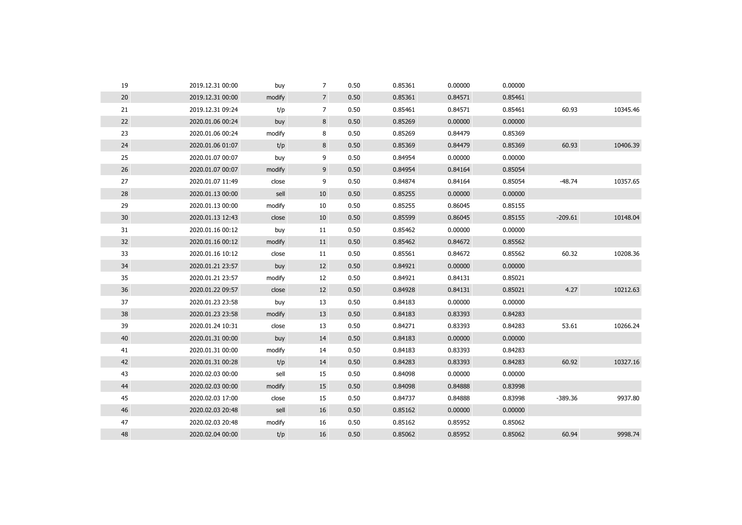| | | | | | | | | | |
|---|---|---|---|---|---|---|---|---|---|
| 19 | 2019.12.31 00:00 | buy | 7 | 0.50 | 0.85361 | 0.00000 | 0.00000 | | |
| 20 | 2019.12.31 00:00 | modify | 7 | 0.50 | 0.85361 | 0.84571 | 0.85461 | | |
| 21 | 2019.12.31 09:24 | t/p | 7 | 0.50 | 0.85461 | 0.84571 | 0.85461 | 60.93 | 10345.46 |
| 22 | 2020.01.06 00:24 | buy | 8 | 0.50 | 0.85269 | 0.00000 | 0.00000 | | |
| 23 | 2020.01.06 00:24 | modify | 8 | 0.50 | 0.85269 | 0.84479 | 0.85369 | | |
| 24 | 2020.01.06 01:07 | t/p | 8 | 0.50 | 0.85369 | 0.84479 | 0.85369 | 60.93 | 10406.39 |
| 25 | 2020.01.07 00:07 | buy | 9 | 0.50 | 0.84954 | 0.00000 | 0.00000 | | |
| 26 | 2020.01.07 00:07 | modify | 9 | 0.50 | 0.84954 | 0.84164 | 0.85054 | | |
| 27 | 2020.01.07 11:49 | close | 9 | 0.50 | 0.84874 | 0.84164 | 0.85054 | -48.74 | 10357.65 |
| 28 | 2020.01.13 00:00 | sell | 10 | 0.50 | 0.85255 | 0.00000 | 0.00000 | | |
| 29 | 2020.01.13 00:00 | modify | 10 | 0.50 | 0.85255 | 0.86045 | 0.85155 | | |
| 30 | 2020.01.13 12:43 | close | 10 | 0.50 | 0.85599 | 0.86045 | 0.85155 | -209.61 | 10148.04 |
| 31 | 2020.01.16 00:12 | buy | 11 | 0.50 | 0.85462 | 0.00000 | 0.00000 | | |
| 32 | 2020.01.16 00:12 | modify | 11 | 0.50 | 0.85462 | 0.84672 | 0.85562 | | |
| 33 | 2020.01.16 10:12 | close | 11 | 0.50 | 0.85561 | 0.84672 | 0.85562 | 60.32 | 10208.36 |
| 34 | 2020.01.21 23:57 | buy | 12 | 0.50 | 0.84921 | 0.00000 | 0.00000 | | |
| 35 | 2020.01.21 23:57 | modify | 12 | 0.50 | 0.84921 | 0.84131 | 0.85021 | | |
| 36 | 2020.01.22 09:57 | close | 12 | 0.50 | 0.84928 | 0.84131 | 0.85021 | 4.27 | 10212.63 |
| 37 | 2020.01.23 23:58 | buy | 13 | 0.50 | 0.84183 | 0.00000 | 0.00000 | | |
| 38 | 2020.01.23 23:58 | modify | 13 | 0.50 | 0.84183 | 0.83393 | 0.84283 | | |
| 39 | 2020.01.24 10:31 | close | 13 | 0.50 | 0.84271 | 0.83393 | 0.84283 | 53.61 | 10266.24 |
| 40 | 2020.01.31 00:00 | buy | 14 | 0.50 | 0.84183 | 0.00000 | 0.00000 | | |
| 41 | 2020.01.31 00:00 | modify | 14 | 0.50 | 0.84183 | 0.83393 | 0.84283 | | |
| 42 | 2020.01.31 00:28 | t/p | 14 | 0.50 | 0.84283 | 0.83393 | 0.84283 | 60.92 | 10327.16 |
| 43 | 2020.02.03 00:00 | sell | 15 | 0.50 | 0.84098 | 0.00000 | 0.00000 | | |
| 44 | 2020.02.03 00:00 | modify | 15 | 0.50 | 0.84098 | 0.84888 | 0.83998 | | |
| 45 | 2020.02.03 17:00 | close | 15 | 0.50 | 0.84737 | 0.84888 | 0.83998 | -389.36 | 9937.80 |
| 46 | 2020.02.03 20:48 | sell | 16 | 0.50 | 0.85162 | 0.00000 | 0.00000 | | |
| 47 | 2020.02.03 20:48 | modify | 16 | 0.50 | 0.85162 | 0.85952 | 0.85062 | | |
| 48 | 2020.02.04 00:00 | t/p | 16 | 0.50 | 0.85062 | 0.85952 | 0.85062 | 60.94 | 9998.74 |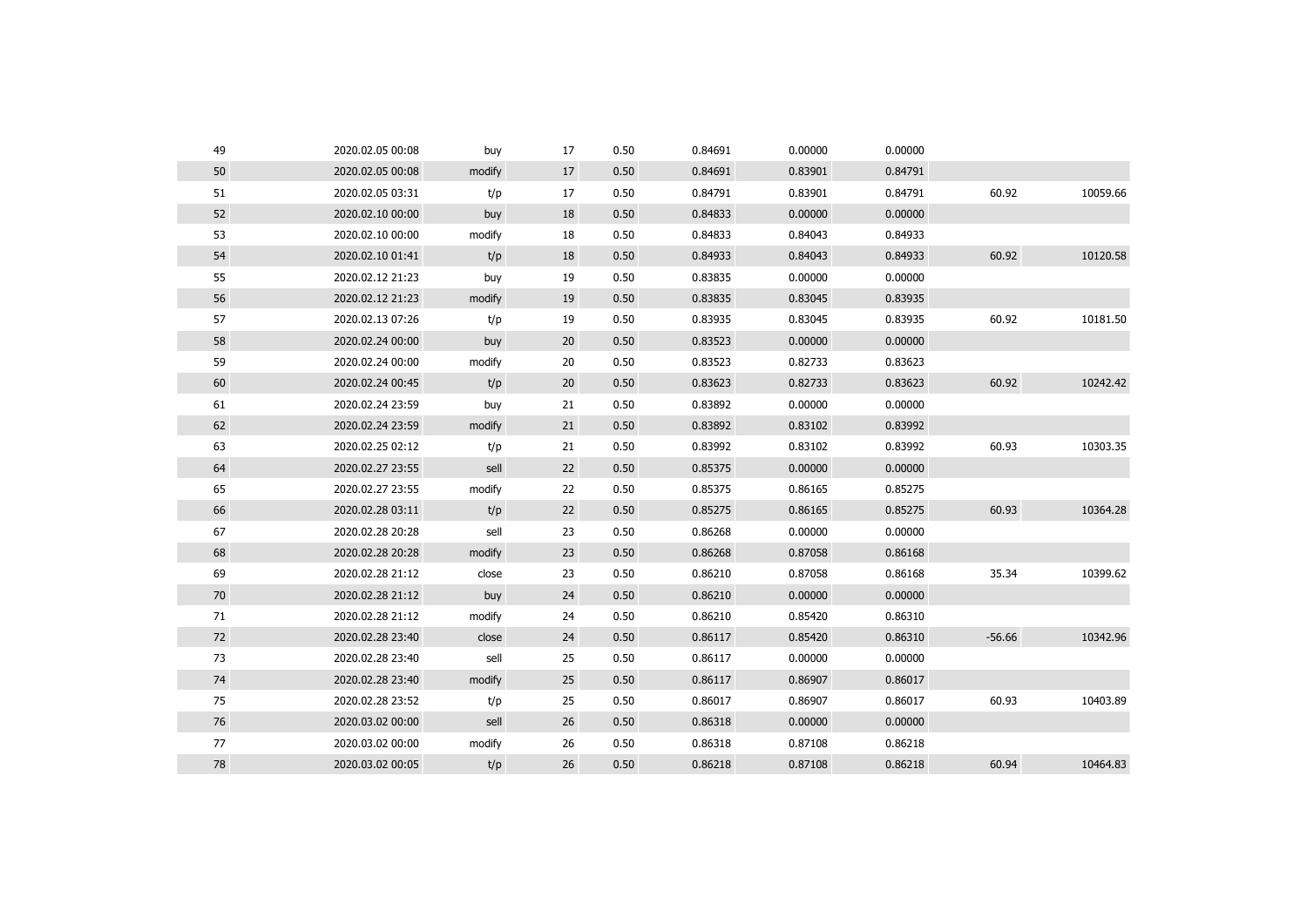| | | | | | | | | | |
|---|---|---|---|---|---|---|---|---|---|
| 49 | 2020.02.05 00:08 | buy | 17 | 0.50 | 0.84691 | 0.00000 | 0.00000 | | |
| 50 | 2020.02.05 00:08 | modify | 17 | 0.50 | 0.84691 | 0.83901 | 0.84791 | | |
| 51 | 2020.02.05 03:31 | t/p | 17 | 0.50 | 0.84791 | 0.83901 | 0.84791 | 60.92 | 10059.66 |
| 52 | 2020.02.10 00:00 | buy | 18 | 0.50 | 0.84833 | 0.00000 | 0.00000 | | |
| 53 | 2020.02.10 00:00 | modify | 18 | 0.50 | 0.84833 | 0.84043 | 0.84933 | | |
| 54 | 2020.02.10 01:41 | t/p | 18 | 0.50 | 0.84933 | 0.84043 | 0.84933 | 60.92 | 10120.58 |
| 55 | 2020.02.12 21:23 | buy | 19 | 0.50 | 0.83835 | 0.00000 | 0.00000 | | |
| 56 | 2020.02.12 21:23 | modify | 19 | 0.50 | 0.83835 | 0.83045 | 0.83935 | | |
| 57 | 2020.02.13 07:26 | t/p | 19 | 0.50 | 0.83935 | 0.83045 | 0.83935 | 60.92 | 10181.50 |
| 58 | 2020.02.24 00:00 | buy | 20 | 0.50 | 0.83523 | 0.00000 | 0.00000 | | |
| 59 | 2020.02.24 00:00 | modify | 20 | 0.50 | 0.83523 | 0.82733 | 0.83623 | | |
| 60 | 2020.02.24 00:45 | t/p | 20 | 0.50 | 0.83623 | 0.82733 | 0.83623 | 60.92 | 10242.42 |
| 61 | 2020.02.24 23:59 | buy | 21 | 0.50 | 0.83892 | 0.00000 | 0.00000 | | |
| 62 | 2020.02.24 23:59 | modify | 21 | 0.50 | 0.83892 | 0.83102 | 0.83992 | | |
| 63 | 2020.02.25 02:12 | t/p | 21 | 0.50 | 0.83992 | 0.83102 | 0.83992 | 60.93 | 10303.35 |
| 64 | 2020.02.27 23:55 | sell | 22 | 0.50 | 0.85375 | 0.00000 | 0.00000 | | |
| 65 | 2020.02.27 23:55 | modify | 22 | 0.50 | 0.85375 | 0.86165 | 0.85275 | | |
| 66 | 2020.02.28 03:11 | t/p | 22 | 0.50 | 0.85275 | 0.86165 | 0.85275 | 60.93 | 10364.28 |
| 67 | 2020.02.28 20:28 | sell | 23 | 0.50 | 0.86268 | 0.00000 | 0.00000 | | |
| 68 | 2020.02.28 20:28 | modify | 23 | 0.50 | 0.86268 | 0.87058 | 0.86168 | | |
| 69 | 2020.02.28 21:12 | close | 23 | 0.50 | 0.86210 | 0.87058 | 0.86168 | 35.34 | 10399.62 |
| 70 | 2020.02.28 21:12 | buy | 24 | 0.50 | 0.86210 | 0.00000 | 0.00000 | | |
| 71 | 2020.02.28 21:12 | modify | 24 | 0.50 | 0.86210 | 0.85420 | 0.86310 | | |
| 72 | 2020.02.28 23:40 | close | 24 | 0.50 | 0.86117 | 0.85420 | 0.86310 | -56.66 | 10342.96 |
| 73 | 2020.02.28 23:40 | sell | 25 | 0.50 | 0.86117 | 0.00000 | 0.00000 | | |
| 74 | 2020.02.28 23:40 | modify | 25 | 0.50 | 0.86117 | 0.86907 | 0.86017 | | |
| 75 | 2020.02.28 23:52 | t/p | 25 | 0.50 | 0.86017 | 0.86907 | 0.86017 | 60.93 | 10403.89 |
| 76 | 2020.03.02 00:00 | sell | 26 | 0.50 | 0.86318 | 0.00000 | 0.00000 | | |
| 77 | 2020.03.02 00:00 | modify | 26 | 0.50 | 0.86318 | 0.87108 | 0.86218 | | |
| 78 | 2020.03.02 00:05 | t/p | 26 | 0.50 | 0.86218 | 0.87108 | 0.86218 | 60.94 | 10464.83 |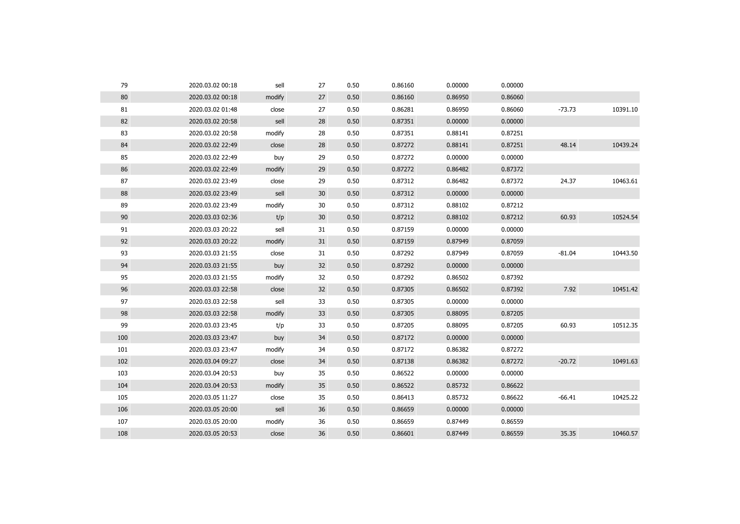| | | | | | | | | | |
|---|---|---|---|---|---|---|---|---|---|
| 79 | 2020.03.02 00:18 | sell | 27 | 0.50 | 0.86160 | 0.00000 | 0.00000 | | |
| 80 | 2020.03.02 00:18 | modify | 27 | 0.50 | 0.86160 | 0.86950 | 0.86060 | | |
| 81 | 2020.03.02 01:48 | close | 27 | 0.50 | 0.86281 | 0.86950 | 0.86060 | -73.73 | 10391.10 |
| 82 | 2020.03.02 20:58 | sell | 28 | 0.50 | 0.87351 | 0.00000 | 0.00000 | | |
| 83 | 2020.03.02 20:58 | modify | 28 | 0.50 | 0.87351 | 0.88141 | 0.87251 | | |
| 84 | 2020.03.02 22:49 | close | 28 | 0.50 | 0.87272 | 0.88141 | 0.87251 | 48.14 | 10439.24 |
| 85 | 2020.03.02 22:49 | buy | 29 | 0.50 | 0.87272 | 0.00000 | 0.00000 | | |
| 86 | 2020.03.02 22:49 | modify | 29 | 0.50 | 0.87272 | 0.86482 | 0.87372 | | |
| 87 | 2020.03.02 23:49 | close | 29 | 0.50 | 0.87312 | 0.86482 | 0.87372 | 24.37 | 10463.61 |
| 88 | 2020.03.02 23:49 | sell | 30 | 0.50 | 0.87312 | 0.00000 | 0.00000 | | |
| 89 | 2020.03.02 23:49 | modify | 30 | 0.50 | 0.87312 | 0.88102 | 0.87212 | | |
| 90 | 2020.03.03 02:36 | t/p | 30 | 0.50 | 0.87212 | 0.88102 | 0.87212 | 60.93 | 10524.54 |
| 91 | 2020.03.03 20:22 | sell | 31 | 0.50 | 0.87159 | 0.00000 | 0.00000 | | |
| 92 | 2020.03.03 20:22 | modify | 31 | 0.50 | 0.87159 | 0.87949 | 0.87059 | | |
| 93 | 2020.03.03 21:55 | close | 31 | 0.50 | 0.87292 | 0.87949 | 0.87059 | -81.04 | 10443.50 |
| 94 | 2020.03.03 21:55 | buy | 32 | 0.50 | 0.87292 | 0.00000 | 0.00000 | | |
| 95 | 2020.03.03 21:55 | modify | 32 | 0.50 | 0.87292 | 0.86502 | 0.87392 | | |
| 96 | 2020.03.03 22:58 | close | 32 | 0.50 | 0.87305 | 0.86502 | 0.87392 | 7.92 | 10451.42 |
| 97 | 2020.03.03 22:58 | sell | 33 | 0.50 | 0.87305 | 0.00000 | 0.00000 | | |
| 98 | 2020.03.03 22:58 | modify | 33 | 0.50 | 0.87305 | 0.88095 | 0.87205 | | |
| 99 | 2020.03.03 23:45 | t/p | 33 | 0.50 | 0.87205 | 0.88095 | 0.87205 | 60.93 | 10512.35 |
| 100 | 2020.03.03 23:47 | buy | 34 | 0.50 | 0.87172 | 0.00000 | 0.00000 | | |
| 101 | 2020.03.03 23:47 | modify | 34 | 0.50 | 0.87172 | 0.86382 | 0.87272 | | |
| 102 | 2020.03.04 09:27 | close | 34 | 0.50 | 0.87138 | 0.86382 | 0.87272 | -20.72 | 10491.63 |
| 103 | 2020.03.04 20:53 | buy | 35 | 0.50 | 0.86522 | 0.00000 | 0.00000 | | |
| 104 | 2020.03.04 20:53 | modify | 35 | 0.50 | 0.86522 | 0.85732 | 0.86622 | | |
| 105 | 2020.03.05 11:27 | close | 35 | 0.50 | 0.86413 | 0.85732 | 0.86622 | -66.41 | 10425.22 |
| 106 | 2020.03.05 20:00 | sell | 36 | 0.50 | 0.86659 | 0.00000 | 0.00000 | | |
| 107 | 2020.03.05 20:00 | modify | 36 | 0.50 | 0.86659 | 0.87449 | 0.86559 | | |
| 108 | 2020.03.05 20:53 | close | 36 | 0.50 | 0.86601 | 0.87449 | 0.86559 | 35.35 | 10460.57 |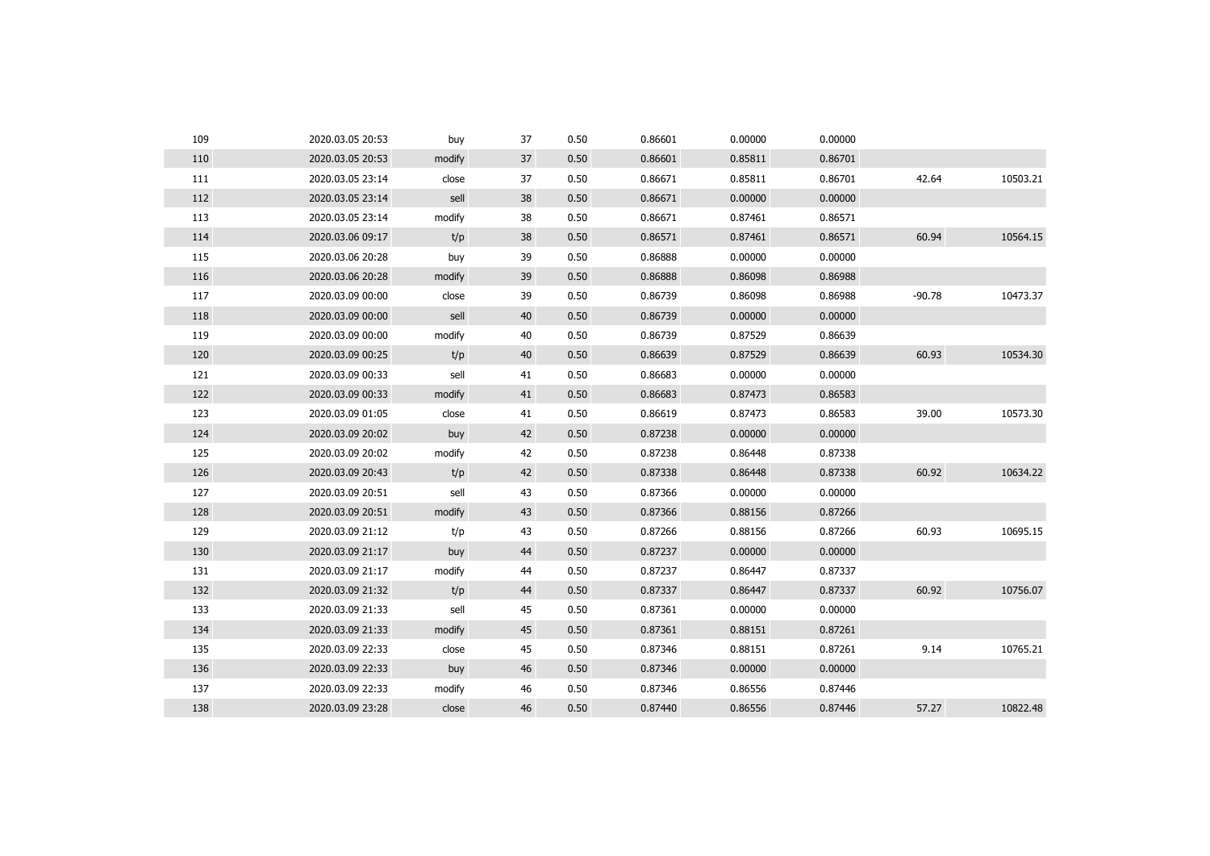| | | | | | | | | | |
|---|---|---|---|---|---|---|---|---|---|
| 109 | 2020.03.05 20:53 | buy | 37 | 0.50 | 0.86601 | 0.00000 | 0.00000 | | |
| 110 | 2020.03.05 20:53 | modify | 37 | 0.50 | 0.86601 | 0.85811 | 0.86701 | | |
| 111 | 2020.03.05 23:14 | close | 37 | 0.50 | 0.86671 | 0.85811 | 0.86701 | 42.64 | 10503.21 |
| 112 | 2020.03.05 23:14 | sell | 38 | 0.50 | 0.86671 | 0.00000 | 0.00000 | | |
| 113 | 2020.03.05 23:14 | modify | 38 | 0.50 | 0.86671 | 0.87461 | 0.86571 | | |
| 114 | 2020.03.06 09:17 | t/p | 38 | 0.50 | 0.86571 | 0.87461 | 0.86571 | 60.94 | 10564.15 |
| 115 | 2020.03.06 20:28 | buy | 39 | 0.50 | 0.86888 | 0.00000 | 0.00000 | | |
| 116 | 2020.03.06 20:28 | modify | 39 | 0.50 | 0.86888 | 0.86098 | 0.86988 | | |
| 117 | 2020.03.09 00:00 | close | 39 | 0.50 | 0.86739 | 0.86098 | 0.86988 | -90.78 | 10473.37 |
| 118 | 2020.03.09 00:00 | sell | 40 | 0.50 | 0.86739 | 0.00000 | 0.00000 | | |
| 119 | 2020.03.09 00:00 | modify | 40 | 0.50 | 0.86739 | 0.87529 | 0.86639 | | |
| 120 | 2020.03.09 00:25 | t/p | 40 | 0.50 | 0.86639 | 0.87529 | 0.86639 | 60.93 | 10534.30 |
| 121 | 2020.03.09 00:33 | sell | 41 | 0.50 | 0.86683 | 0.00000 | 0.00000 | | |
| 122 | 2020.03.09 00:33 | modify | 41 | 0.50 | 0.86683 | 0.87473 | 0.86583 | | |
| 123 | 2020.03.09 01:05 | close | 41 | 0.50 | 0.86619 | 0.87473 | 0.86583 | 39.00 | 10573.30 |
| 124 | 2020.03.09 20:02 | buy | 42 | 0.50 | 0.87238 | 0.00000 | 0.00000 | | |
| 125 | 2020.03.09 20:02 | modify | 42 | 0.50 | 0.87238 | 0.86448 | 0.87338 | | |
| 126 | 2020.03.09 20:43 | t/p | 42 | 0.50 | 0.87338 | 0.86448 | 0.87338 | 60.92 | 10634.22 |
| 127 | 2020.03.09 20:51 | sell | 43 | 0.50 | 0.87366 | 0.00000 | 0.00000 | | |
| 128 | 2020.03.09 20:51 | modify | 43 | 0.50 | 0.87366 | 0.88156 | 0.87266 | | |
| 129 | 2020.03.09 21:12 | t/p | 43 | 0.50 | 0.87266 | 0.88156 | 0.87266 | 60.93 | 10695.15 |
| 130 | 2020.03.09 21:17 | buy | 44 | 0.50 | 0.87237 | 0.00000 | 0.00000 | | |
| 131 | 2020.03.09 21:17 | modify | 44 | 0.50 | 0.87237 | 0.86447 | 0.87337 | | |
| 132 | 2020.03.09 21:32 | t/p | 44 | 0.50 | 0.87337 | 0.86447 | 0.87337 | 60.92 | 10756.07 |
| 133 | 2020.03.09 21:33 | sell | 45 | 0.50 | 0.87361 | 0.00000 | 0.00000 | | |
| 134 | 2020.03.09 21:33 | modify | 45 | 0.50 | 0.87361 | 0.88151 | 0.87261 | | |
| 135 | 2020.03.09 22:33 | close | 45 | 0.50 | 0.87346 | 0.88151 | 0.87261 | 9.14 | 10765.21 |
| 136 | 2020.03.09 22:33 | buy | 46 | 0.50 | 0.87346 | 0.00000 | 0.00000 | | |
| 137 | 2020.03.09 22:33 | modify | 46 | 0.50 | 0.87346 | 0.86556 | 0.87446 | | |
| 138 | 2020.03.09 23:28 | close | 46 | 0.50 | 0.87440 | 0.86556 | 0.87446 | 57.27 | 10822.48 |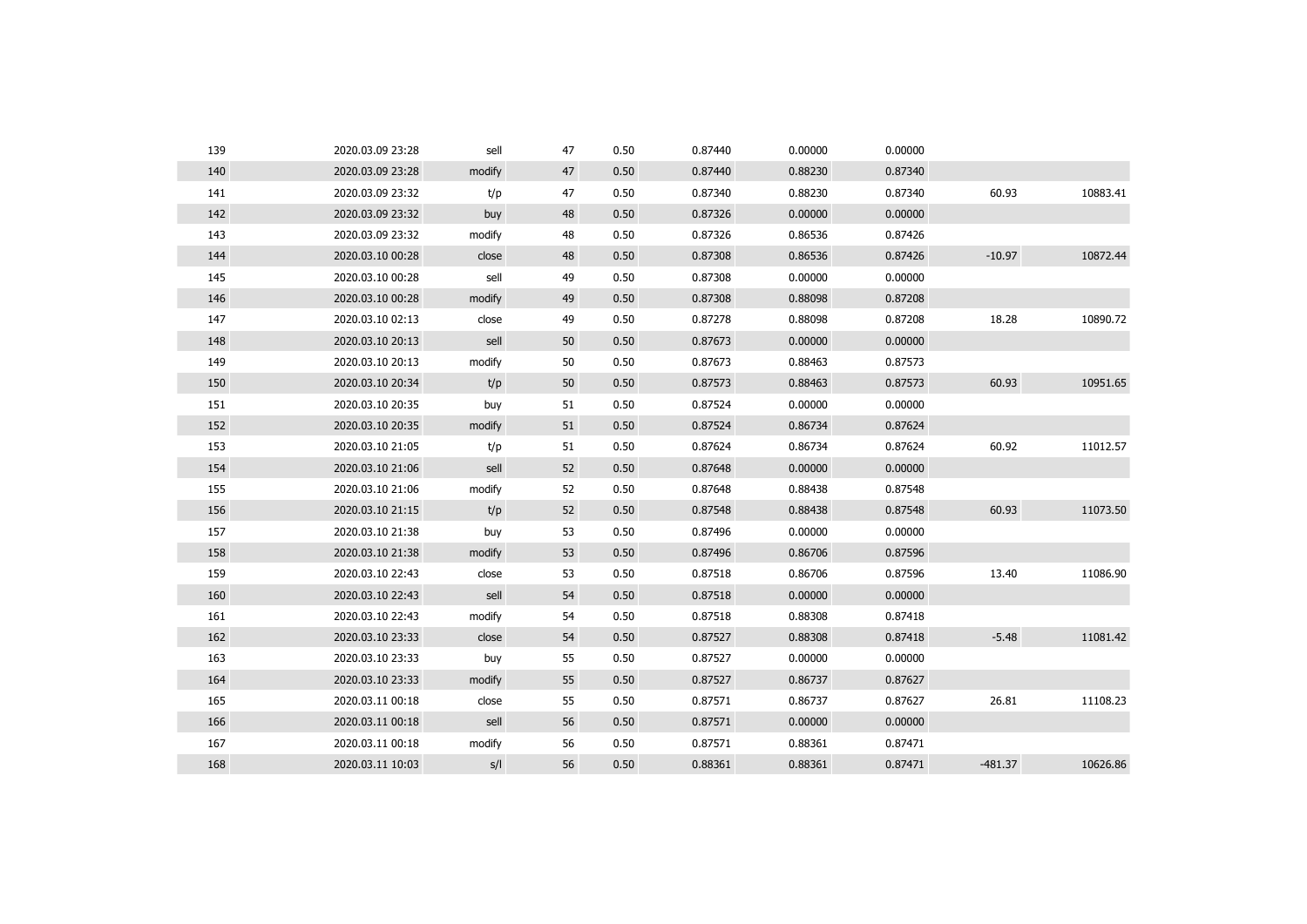| | | | | | | | | | |
|---|---|---|---|---|---|---|---|---|---|
| 139 | 2020.03.09 23:28 | sell | 47 | 0.50 | 0.87440 | 0.00000 | 0.00000 | | |
| 140 | 2020.03.09 23:28 | modify | 47 | 0.50 | 0.87440 | 0.88230 | 0.87340 | | |
| 141 | 2020.03.09 23:32 | t/p | 47 | 0.50 | 0.87340 | 0.88230 | 0.87340 | 60.93 | 10883.41 |
| 142 | 2020.03.09 23:32 | buy | 48 | 0.50 | 0.87326 | 0.00000 | 0.00000 | | |
| 143 | 2020.03.09 23:32 | modify | 48 | 0.50 | 0.87326 | 0.86536 | 0.87426 | | |
| 144 | 2020.03.10 00:28 | close | 48 | 0.50 | 0.87308 | 0.86536 | 0.87426 | -10.97 | 10872.44 |
| 145 | 2020.03.10 00:28 | sell | 49 | 0.50 | 0.87308 | 0.00000 | 0.00000 | | |
| 146 | 2020.03.10 00:28 | modify | 49 | 0.50 | 0.87308 | 0.88098 | 0.87208 | | |
| 147 | 2020.03.10 02:13 | close | 49 | 0.50 | 0.87278 | 0.88098 | 0.87208 | 18.28 | 10890.72 |
| 148 | 2020.03.10 20:13 | sell | 50 | 0.50 | 0.87673 | 0.00000 | 0.00000 | | |
| 149 | 2020.03.10 20:13 | modify | 50 | 0.50 | 0.87673 | 0.88463 | 0.87573 | | |
| 150 | 2020.03.10 20:34 | t/p | 50 | 0.50 | 0.87573 | 0.88463 | 0.87573 | 60.93 | 10951.65 |
| 151 | 2020.03.10 20:35 | buy | 51 | 0.50 | 0.87524 | 0.00000 | 0.00000 | | |
| 152 | 2020.03.10 20:35 | modify | 51 | 0.50 | 0.87524 | 0.86734 | 0.87624 | | |
| 153 | 2020.03.10 21:05 | t/p | 51 | 0.50 | 0.87624 | 0.86734 | 0.87624 | 60.92 | 11012.57 |
| 154 | 2020.03.10 21:06 | sell | 52 | 0.50 | 0.87648 | 0.00000 | 0.00000 | | |
| 155 | 2020.03.10 21:06 | modify | 52 | 0.50 | 0.87648 | 0.88438 | 0.87548 | | |
| 156 | 2020.03.10 21:15 | t/p | 52 | 0.50 | 0.87548 | 0.88438 | 0.87548 | 60.93 | 11073.50 |
| 157 | 2020.03.10 21:38 | buy | 53 | 0.50 | 0.87496 | 0.00000 | 0.00000 | | |
| 158 | 2020.03.10 21:38 | modify | 53 | 0.50 | 0.87496 | 0.86706 | 0.87596 | | |
| 159 | 2020.03.10 22:43 | close | 53 | 0.50 | 0.87518 | 0.86706 | 0.87596 | 13.40 | 11086.90 |
| 160 | 2020.03.10 22:43 | sell | 54 | 0.50 | 0.87518 | 0.00000 | 0.00000 | | |
| 161 | 2020.03.10 22:43 | modify | 54 | 0.50 | 0.87518 | 0.88308 | 0.87418 | | |
| 162 | 2020.03.10 23:33 | close | 54 | 0.50 | 0.87527 | 0.88308 | 0.87418 | -5.48 | 11081.42 |
| 163 | 2020.03.10 23:33 | buy | 55 | 0.50 | 0.87527 | 0.00000 | 0.00000 | | |
| 164 | 2020.03.10 23:33 | modify | 55 | 0.50 | 0.87527 | 0.86737 | 0.87627 | | |
| 165 | 2020.03.11 00:18 | close | 55 | 0.50 | 0.87571 | 0.86737 | 0.87627 | 26.81 | 11108.23 |
| 166 | 2020.03.11 00:18 | sell | 56 | 0.50 | 0.87571 | 0.00000 | 0.00000 | | |
| 167 | 2020.03.11 00:18 | modify | 56 | 0.50 | 0.87571 | 0.88361 | 0.87471 | | |
| 168 | 2020.03.11 10:03 | s/l | 56 | 0.50 | 0.88361 | 0.88361 | 0.87471 | -481.37 | 10626.86 |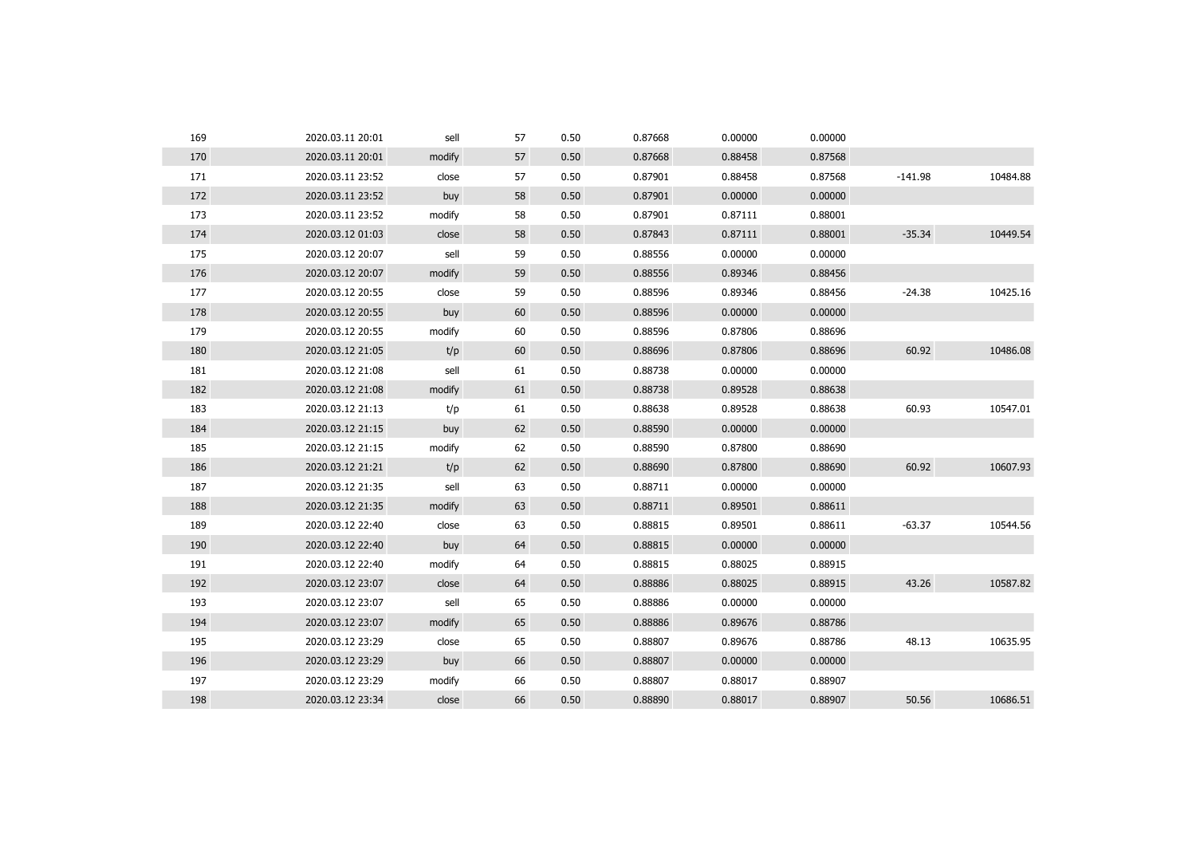| | | | | | | | | | |
|---|---|---|---|---|---|---|---|---|---|
| 169 | 2020.03.11 20:01 | sell | 57 | 0.50 | 0.87668 | 0.00000 | 0.00000 | | |
| 170 | 2020.03.11 20:01 | modify | 57 | 0.50 | 0.87668 | 0.88458 | 0.87568 | | |
| 171 | 2020.03.11 23:52 | close | 57 | 0.50 | 0.87901 | 0.88458 | 0.87568 | -141.98 | 10484.88 |
| 172 | 2020.03.11 23:52 | buy | 58 | 0.50 | 0.87901 | 0.00000 | 0.00000 | | |
| 173 | 2020.03.11 23:52 | modify | 58 | 0.50 | 0.87901 | 0.87111 | 0.88001 | | |
| 174 | 2020.03.12 01:03 | close | 58 | 0.50 | 0.87843 | 0.87111 | 0.88001 | -35.34 | 10449.54 |
| 175 | 2020.03.12 20:07 | sell | 59 | 0.50 | 0.88556 | 0.00000 | 0.00000 | | |
| 176 | 2020.03.12 20:07 | modify | 59 | 0.50 | 0.88556 | 0.89346 | 0.88456 | | |
| 177 | 2020.03.12 20:55 | close | 59 | 0.50 | 0.88596 | 0.89346 | 0.88456 | -24.38 | 10425.16 |
| 178 | 2020.03.12 20:55 | buy | 60 | 0.50 | 0.88596 | 0.00000 | 0.00000 | | |
| 179 | 2020.03.12 20:55 | modify | 60 | 0.50 | 0.88596 | 0.87806 | 0.88696 | | |
| 180 | 2020.03.12 21:05 | t/p | 60 | 0.50 | 0.88696 | 0.87806 | 0.88696 | 60.92 | 10486.08 |
| 181 | 2020.03.12 21:08 | sell | 61 | 0.50 | 0.88738 | 0.00000 | 0.00000 | | |
| 182 | 2020.03.12 21:08 | modify | 61 | 0.50 | 0.88738 | 0.89528 | 0.88638 | | |
| 183 | 2020.03.12 21:13 | t/p | 61 | 0.50 | 0.88638 | 0.89528 | 0.88638 | 60.93 | 10547.01 |
| 184 | 2020.03.12 21:15 | buy | 62 | 0.50 | 0.88590 | 0.00000 | 0.00000 | | |
| 185 | 2020.03.12 21:15 | modify | 62 | 0.50 | 0.88590 | 0.87800 | 0.88690 | | |
| 186 | 2020.03.12 21:21 | t/p | 62 | 0.50 | 0.88690 | 0.87800 | 0.88690 | 60.92 | 10607.93 |
| 187 | 2020.03.12 21:35 | sell | 63 | 0.50 | 0.88711 | 0.00000 | 0.00000 | | |
| 188 | 2020.03.12 21:35 | modify | 63 | 0.50 | 0.88711 | 0.89501 | 0.88611 | | |
| 189 | 2020.03.12 22:40 | close | 63 | 0.50 | 0.88815 | 0.89501 | 0.88611 | -63.37 | 10544.56 |
| 190 | 2020.03.12 22:40 | buy | 64 | 0.50 | 0.88815 | 0.00000 | 0.00000 | | |
| 191 | 2020.03.12 22:40 | modify | 64 | 0.50 | 0.88815 | 0.88025 | 0.88915 | | |
| 192 | 2020.03.12 23:07 | close | 64 | 0.50 | 0.88886 | 0.88025 | 0.88915 | 43.26 | 10587.82 |
| 193 | 2020.03.12 23:07 | sell | 65 | 0.50 | 0.88886 | 0.00000 | 0.00000 | | |
| 194 | 2020.03.12 23:07 | modify | 65 | 0.50 | 0.88886 | 0.89676 | 0.88786 | | |
| 195 | 2020.03.12 23:29 | close | 65 | 0.50 | 0.88807 | 0.89676 | 0.88786 | 48.13 | 10635.95 |
| 196 | 2020.03.12 23:29 | buy | 66 | 0.50 | 0.88807 | 0.00000 | 0.00000 | | |
| 197 | 2020.03.12 23:29 | modify | 66 | 0.50 | 0.88807 | 0.88017 | 0.88907 | | |
| 198 | 2020.03.12 23:34 | close | 66 | 0.50 | 0.88890 | 0.88017 | 0.88907 | 50.56 | 10686.51 |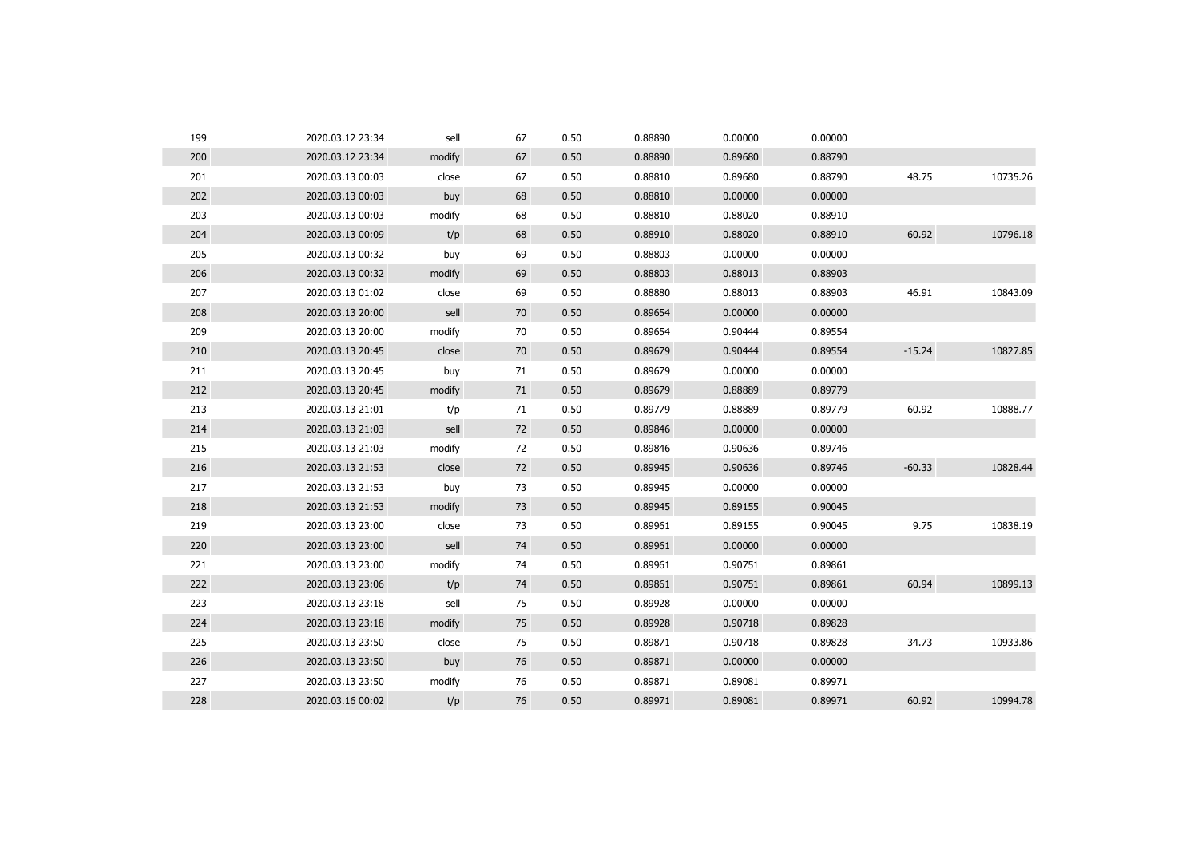| | | | | | | | | | |
|---|---|---|---|---|---|---|---|---|---|
| 199 | 2020.03.12 23:34 | sell | 67 | 0.50 | 0.88890 | 0.00000 | 0.00000 | | |
| 200 | 2020.03.12 23:34 | modify | 67 | 0.50 | 0.88890 | 0.89680 | 0.88790 | | |
| 201 | 2020.03.13 00:03 | close | 67 | 0.50 | 0.88810 | 0.89680 | 0.88790 | 48.75 | 10735.26 |
| 202 | 2020.03.13 00:03 | buy | 68 | 0.50 | 0.88810 | 0.00000 | 0.00000 | | |
| 203 | 2020.03.13 00:03 | modify | 68 | 0.50 | 0.88810 | 0.88020 | 0.88910 | | |
| 204 | 2020.03.13 00:09 | t/p | 68 | 0.50 | 0.88910 | 0.88020 | 0.88910 | 60.92 | 10796.18 |
| 205 | 2020.03.13 00:32 | buy | 69 | 0.50 | 0.88803 | 0.00000 | 0.00000 | | |
| 206 | 2020.03.13 00:32 | modify | 69 | 0.50 | 0.88803 | 0.88013 | 0.88903 | | |
| 207 | 2020.03.13 01:02 | close | 69 | 0.50 | 0.88880 | 0.88013 | 0.88903 | 46.91 | 10843.09 |
| 208 | 2020.03.13 20:00 | sell | 70 | 0.50 | 0.89654 | 0.00000 | 0.00000 | | |
| 209 | 2020.03.13 20:00 | modify | 70 | 0.50 | 0.89654 | 0.90444 | 0.89554 | | |
| 210 | 2020.03.13 20:45 | close | 70 | 0.50 | 0.89679 | 0.90444 | 0.89554 | -15.24 | 10827.85 |
| 211 | 2020.03.13 20:45 | buy | 71 | 0.50 | 0.89679 | 0.00000 | 0.00000 | | |
| 212 | 2020.03.13 20:45 | modify | 71 | 0.50 | 0.89679 | 0.88889 | 0.89779 | | |
| 213 | 2020.03.13 21:01 | t/p | 71 | 0.50 | 0.89779 | 0.88889 | 0.89779 | 60.92 | 10888.77 |
| 214 | 2020.03.13 21:03 | sell | 72 | 0.50 | 0.89846 | 0.00000 | 0.00000 | | |
| 215 | 2020.03.13 21:03 | modify | 72 | 0.50 | 0.89846 | 0.90636 | 0.89746 | | |
| 216 | 2020.03.13 21:53 | close | 72 | 0.50 | 0.89945 | 0.90636 | 0.89746 | -60.33 | 10828.44 |
| 217 | 2020.03.13 21:53 | buy | 73 | 0.50 | 0.89945 | 0.00000 | 0.00000 | | |
| 218 | 2020.03.13 21:53 | modify | 73 | 0.50 | 0.89945 | 0.89155 | 0.90045 | | |
| 219 | 2020.03.13 23:00 | close | 73 | 0.50 | 0.89961 | 0.89155 | 0.90045 | 9.75 | 10838.19 |
| 220 | 2020.03.13 23:00 | sell | 74 | 0.50 | 0.89961 | 0.00000 | 0.00000 | | |
| 221 | 2020.03.13 23:00 | modify | 74 | 0.50 | 0.89961 | 0.90751 | 0.89861 | | |
| 222 | 2020.03.13 23:06 | t/p | 74 | 0.50 | 0.89861 | 0.90751 | 0.89861 | 60.94 | 10899.13 |
| 223 | 2020.03.13 23:18 | sell | 75 | 0.50 | 0.89928 | 0.00000 | 0.00000 | | |
| 224 | 2020.03.13 23:18 | modify | 75 | 0.50 | 0.89928 | 0.90718 | 0.89828 | | |
| 225 | 2020.03.13 23:50 | close | 75 | 0.50 | 0.89871 | 0.90718 | 0.89828 | 34.73 | 10933.86 |
| 226 | 2020.03.13 23:50 | buy | 76 | 0.50 | 0.89871 | 0.00000 | 0.00000 | | |
| 227 | 2020.03.13 23:50 | modify | 76 | 0.50 | 0.89871 | 0.89081 | 0.89971 | | |
| 228 | 2020.03.16 00:02 | t/p | 76 | 0.50 | 0.89971 | 0.89081 | 0.89971 | 60.92 | 10994.78 |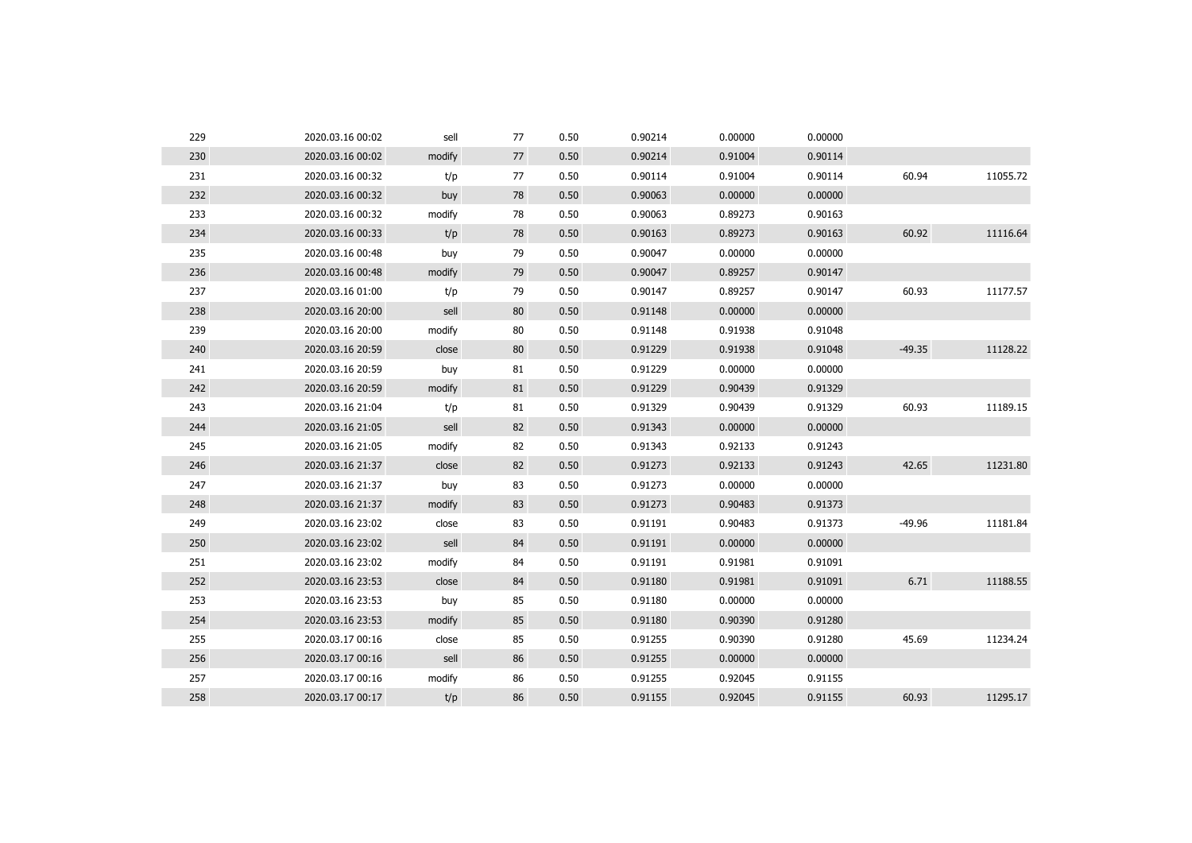| | | | | | | | | | |
|---|---|---|---|---|---|---|---|---|---|
| 229 | 2020.03.16 00:02 | sell | 77 | 0.50 | 0.90214 | 0.00000 | 0.00000 | | |
| 230 | 2020.03.16 00:02 | modify | 77 | 0.50 | 0.90214 | 0.91004 | 0.90114 | | |
| 231 | 2020.03.16 00:32 | t/p | 77 | 0.50 | 0.90114 | 0.91004 | 0.90114 | 60.94 | 11055.72 |
| 232 | 2020.03.16 00:32 | buy | 78 | 0.50 | 0.90063 | 0.00000 | 0.00000 | | |
| 233 | 2020.03.16 00:32 | modify | 78 | 0.50 | 0.90063 | 0.89273 | 0.90163 | | |
| 234 | 2020.03.16 00:33 | t/p | 78 | 0.50 | 0.90163 | 0.89273 | 0.90163 | 60.92 | 11116.64 |
| 235 | 2020.03.16 00:48 | buy | 79 | 0.50 | 0.90047 | 0.00000 | 0.00000 | | |
| 236 | 2020.03.16 00:48 | modify | 79 | 0.50 | 0.90047 | 0.89257 | 0.90147 | | |
| 237 | 2020.03.16 01:00 | t/p | 79 | 0.50 | 0.90147 | 0.89257 | 0.90147 | 60.93 | 11177.57 |
| 238 | 2020.03.16 20:00 | sell | 80 | 0.50 | 0.91148 | 0.00000 | 0.00000 | | |
| 239 | 2020.03.16 20:00 | modify | 80 | 0.50 | 0.91148 | 0.91938 | 0.91048 | | |
| 240 | 2020.03.16 20:59 | close | 80 | 0.50 | 0.91229 | 0.91938 | 0.91048 | -49.35 | 11128.22 |
| 241 | 2020.03.16 20:59 | buy | 81 | 0.50 | 0.91229 | 0.00000 | 0.00000 | | |
| 242 | 2020.03.16 20:59 | modify | 81 | 0.50 | 0.91229 | 0.90439 | 0.91329 | | |
| 243 | 2020.03.16 21:04 | t/p | 81 | 0.50 | 0.91329 | 0.90439 | 0.91329 | 60.93 | 11189.15 |
| 244 | 2020.03.16 21:05 | sell | 82 | 0.50 | 0.91343 | 0.00000 | 0.00000 | | |
| 245 | 2020.03.16 21:05 | modify | 82 | 0.50 | 0.91343 | 0.92133 | 0.91243 | | |
| 246 | 2020.03.16 21:37 | close | 82 | 0.50 | 0.91273 | 0.92133 | 0.91243 | 42.65 | 11231.80 |
| 247 | 2020.03.16 21:37 | buy | 83 | 0.50 | 0.91273 | 0.00000 | 0.00000 | | |
| 248 | 2020.03.16 21:37 | modify | 83 | 0.50 | 0.91273 | 0.90483 | 0.91373 | | |
| 249 | 2020.03.16 23:02 | close | 83 | 0.50 | 0.91191 | 0.90483 | 0.91373 | -49.96 | 11181.84 |
| 250 | 2020.03.16 23:02 | sell | 84 | 0.50 | 0.91191 | 0.00000 | 0.00000 | | |
| 251 | 2020.03.16 23:02 | modify | 84 | 0.50 | 0.91191 | 0.91981 | 0.91091 | | |
| 252 | 2020.03.16 23:53 | close | 84 | 0.50 | 0.91180 | 0.91981 | 0.91091 | 6.71 | 11188.55 |
| 253 | 2020.03.16 23:53 | buy | 85 | 0.50 | 0.91180 | 0.00000 | 0.00000 | | |
| 254 | 2020.03.16 23:53 | modify | 85 | 0.50 | 0.91180 | 0.90390 | 0.91280 | | |
| 255 | 2020.03.17 00:16 | close | 85 | 0.50 | 0.91255 | 0.90390 | 0.91280 | 45.69 | 11234.24 |
| 256 | 2020.03.17 00:16 | sell | 86 | 0.50 | 0.91255 | 0.00000 | 0.00000 | | |
| 257 | 2020.03.17 00:16 | modify | 86 | 0.50 | 0.91255 | 0.92045 | 0.91155 | | |
| 258 | 2020.03.17 00:17 | t/p | 86 | 0.50 | 0.91155 | 0.92045 | 0.91155 | 60.93 | 11295.17 |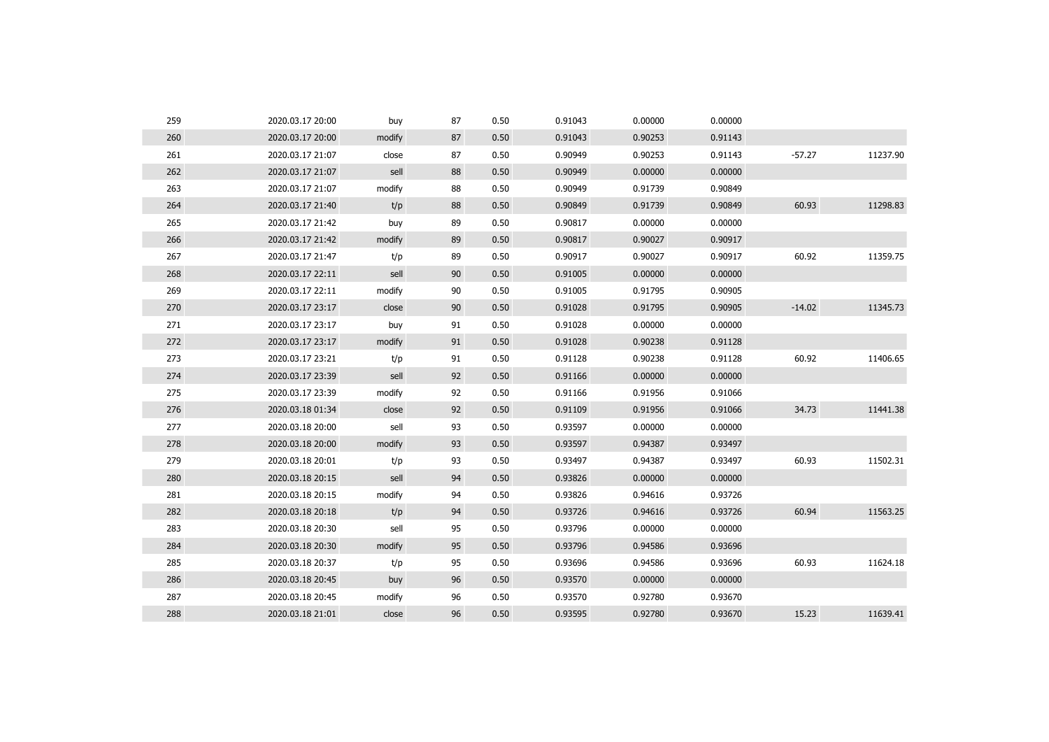| | | | | | | | | | |
|---|---|---|---|---|---|---|---|---|---|
| 259 | 2020.03.17 20:00 | buy | 87 | 0.50 | 0.91043 | 0.00000 | 0.00000 | | |
| 260 | 2020.03.17 20:00 | modify | 87 | 0.50 | 0.91043 | 0.90253 | 0.91143 | | |
| 261 | 2020.03.17 21:07 | close | 87 | 0.50 | 0.90949 | 0.90253 | 0.91143 | -57.27 | 11237.90 |
| 262 | 2020.03.17 21:07 | sell | 88 | 0.50 | 0.90949 | 0.00000 | 0.00000 | | |
| 263 | 2020.03.17 21:07 | modify | 88 | 0.50 | 0.90949 | 0.91739 | 0.90849 | | |
| 264 | 2020.03.17 21:40 | t/p | 88 | 0.50 | 0.90849 | 0.91739 | 0.90849 | 60.93 | 11298.83 |
| 265 | 2020.03.17 21:42 | buy | 89 | 0.50 | 0.90817 | 0.00000 | 0.00000 | | |
| 266 | 2020.03.17 21:42 | modify | 89 | 0.50 | 0.90817 | 0.90027 | 0.90917 | | |
| 267 | 2020.03.17 21:47 | t/p | 89 | 0.50 | 0.90917 | 0.90027 | 0.90917 | 60.92 | 11359.75 |
| 268 | 2020.03.17 22:11 | sell | 90 | 0.50 | 0.91005 | 0.00000 | 0.00000 | | |
| 269 | 2020.03.17 22:11 | modify | 90 | 0.50 | 0.91005 | 0.91795 | 0.90905 | | |
| 270 | 2020.03.17 23:17 | close | 90 | 0.50 | 0.91028 | 0.91795 | 0.90905 | -14.02 | 11345.73 |
| 271 | 2020.03.17 23:17 | buy | 91 | 0.50 | 0.91028 | 0.00000 | 0.00000 | | |
| 272 | 2020.03.17 23:17 | modify | 91 | 0.50 | 0.91028 | 0.90238 | 0.91128 | | |
| 273 | 2020.03.17 23:21 | t/p | 91 | 0.50 | 0.91128 | 0.90238 | 0.91128 | 60.92 | 11406.65 |
| 274 | 2020.03.17 23:39 | sell | 92 | 0.50 | 0.91166 | 0.00000 | 0.00000 | | |
| 275 | 2020.03.17 23:39 | modify | 92 | 0.50 | 0.91166 | 0.91956 | 0.91066 | | |
| 276 | 2020.03.18 01:34 | close | 92 | 0.50 | 0.91109 | 0.91956 | 0.91066 | 34.73 | 11441.38 |
| 277 | 2020.03.18 20:00 | sell | 93 | 0.50 | 0.93597 | 0.00000 | 0.00000 | | |
| 278 | 2020.03.18 20:00 | modify | 93 | 0.50 | 0.93597 | 0.94387 | 0.93497 | | |
| 279 | 2020.03.18 20:01 | t/p | 93 | 0.50 | 0.93497 | 0.94387 | 0.93497 | 60.93 | 11502.31 |
| 280 | 2020.03.18 20:15 | sell | 94 | 0.50 | 0.93826 | 0.00000 | 0.00000 | | |
| 281 | 2020.03.18 20:15 | modify | 94 | 0.50 | 0.93826 | 0.94616 | 0.93726 | | |
| 282 | 2020.03.18 20:18 | t/p | 94 | 0.50 | 0.93726 | 0.94616 | 0.93726 | 60.94 | 11563.25 |
| 283 | 2020.03.18 20:30 | sell | 95 | 0.50 | 0.93796 | 0.00000 | 0.00000 | | |
| 284 | 2020.03.18 20:30 | modify | 95 | 0.50 | 0.93796 | 0.94586 | 0.93696 | | |
| 285 | 2020.03.18 20:37 | t/p | 95 | 0.50 | 0.93696 | 0.94586 | 0.93696 | 60.93 | 11624.18 |
| 286 | 2020.03.18 20:45 | buy | 96 | 0.50 | 0.93570 | 0.00000 | 0.00000 | | |
| 287 | 2020.03.18 20:45 | modify | 96 | 0.50 | 0.93570 | 0.92780 | 0.93670 | | |
| 288 | 2020.03.18 21:01 | close | 96 | 0.50 | 0.93595 | 0.92780 | 0.93670 | 15.23 | 11639.41 |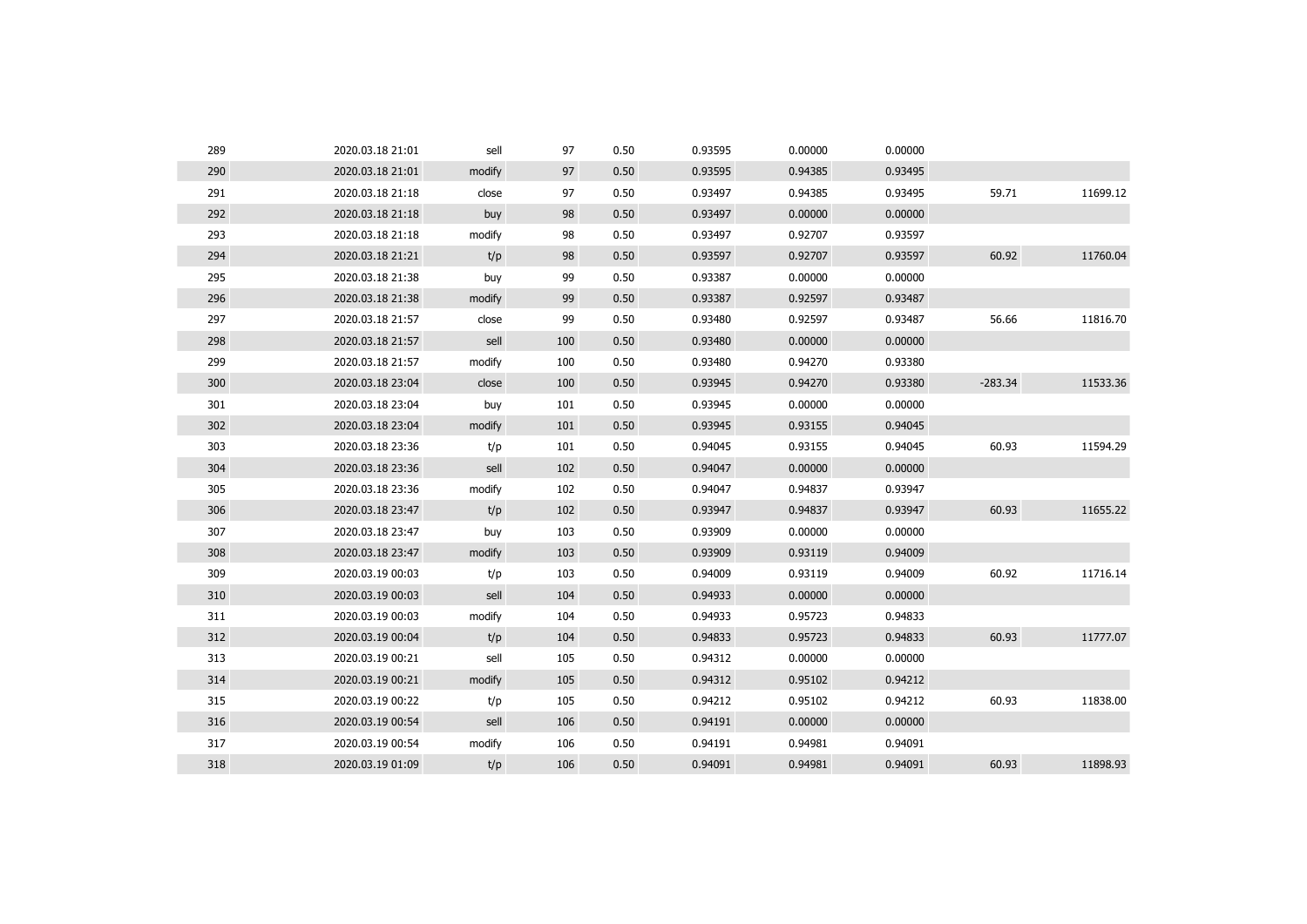| | | | | | | | | | |
|---|---|---|---|---|---|---|---|---|---|
| 289 | 2020.03.18 21:01 | sell | 97 | 0.50 | 0.93595 | 0.00000 | 0.00000 | | |
| 290 | 2020.03.18 21:01 | modify | 97 | 0.50 | 0.93595 | 0.94385 | 0.93495 | | |
| 291 | 2020.03.18 21:18 | close | 97 | 0.50 | 0.93497 | 0.94385 | 0.93495 | 59.71 | 11699.12 |
| 292 | 2020.03.18 21:18 | buy | 98 | 0.50 | 0.93497 | 0.00000 | 0.00000 | | |
| 293 | 2020.03.18 21:18 | modify | 98 | 0.50 | 0.93497 | 0.92707 | 0.93597 | | |
| 294 | 2020.03.18 21:21 | t/p | 98 | 0.50 | 0.93597 | 0.92707 | 0.93597 | 60.92 | 11760.04 |
| 295 | 2020.03.18 21:38 | buy | 99 | 0.50 | 0.93387 | 0.00000 | 0.00000 | | |
| 296 | 2020.03.18 21:38 | modify | 99 | 0.50 | 0.93387 | 0.92597 | 0.93487 | | |
| 297 | 2020.03.18 21:57 | close | 99 | 0.50 | 0.93480 | 0.92597 | 0.93487 | 56.66 | 11816.70 |
| 298 | 2020.03.18 21:57 | sell | 100 | 0.50 | 0.93480 | 0.00000 | 0.00000 | | |
| 299 | 2020.03.18 21:57 | modify | 100 | 0.50 | 0.93480 | 0.94270 | 0.93380 | | |
| 300 | 2020.03.18 23:04 | close | 100 | 0.50 | 0.93945 | 0.94270 | 0.93380 | -283.34 | 11533.36 |
| 301 | 2020.03.18 23:04 | buy | 101 | 0.50 | 0.93945 | 0.00000 | 0.00000 | | |
| 302 | 2020.03.18 23:04 | modify | 101 | 0.50 | 0.93945 | 0.93155 | 0.94045 | | |
| 303 | 2020.03.18 23:36 | t/p | 101 | 0.50 | 0.94045 | 0.93155 | 0.94045 | 60.93 | 11594.29 |
| 304 | 2020.03.18 23:36 | sell | 102 | 0.50 | 0.94047 | 0.00000 | 0.00000 | | |
| 305 | 2020.03.18 23:36 | modify | 102 | 0.50 | 0.94047 | 0.94837 | 0.93947 | | |
| 306 | 2020.03.18 23:47 | t/p | 102 | 0.50 | 0.93947 | 0.94837 | 0.93947 | 60.93 | 11655.22 |
| 307 | 2020.03.18 23:47 | buy | 103 | 0.50 | 0.93909 | 0.00000 | 0.00000 | | |
| 308 | 2020.03.18 23:47 | modify | 103 | 0.50 | 0.93909 | 0.93119 | 0.94009 | | |
| 309 | 2020.03.19 00:03 | t/p | 103 | 0.50 | 0.94009 | 0.93119 | 0.94009 | 60.92 | 11716.14 |
| 310 | 2020.03.19 00:03 | sell | 104 | 0.50 | 0.94933 | 0.00000 | 0.00000 | | |
| 311 | 2020.03.19 00:03 | modify | 104 | 0.50 | 0.94933 | 0.95723 | 0.94833 | | |
| 312 | 2020.03.19 00:04 | t/p | 104 | 0.50 | 0.94833 | 0.95723 | 0.94833 | 60.93 | 11777.07 |
| 313 | 2020.03.19 00:21 | sell | 105 | 0.50 | 0.94312 | 0.00000 | 0.00000 | | |
| 314 | 2020.03.19 00:21 | modify | 105 | 0.50 | 0.94312 | 0.95102 | 0.94212 | | |
| 315 | 2020.03.19 00:22 | t/p | 105 | 0.50 | 0.94212 | 0.95102 | 0.94212 | 60.93 | 11838.00 |
| 316 | 2020.03.19 00:54 | sell | 106 | 0.50 | 0.94191 | 0.00000 | 0.00000 | | |
| 317 | 2020.03.19 00:54 | modify | 106 | 0.50 | 0.94191 | 0.94981 | 0.94091 | | |
| 318 | 2020.03.19 01:09 | t/p | 106 | 0.50 | 0.94091 | 0.94981 | 0.94091 | 60.93 | 11898.93 |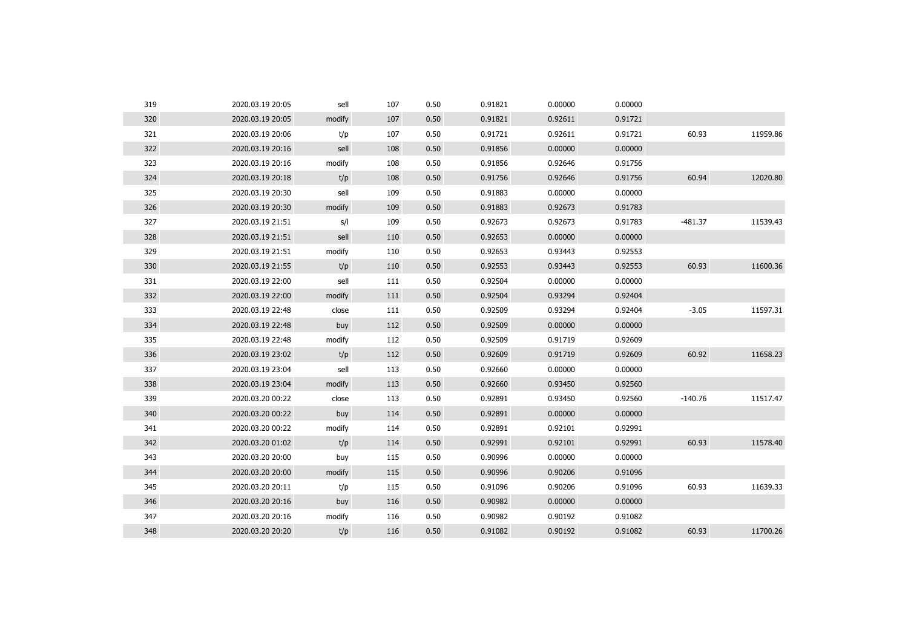| | | | | | | | | | |
|---|---|---|---|---|---|---|---|---|---|
| 319 | 2020.03.19 20:05 | sell | 107 | 0.50 | 0.91821 | 0.00000 | 0.00000 | | |
| 320 | 2020.03.19 20:05 | modify | 107 | 0.50 | 0.91821 | 0.92611 | 0.91721 | | |
| 321 | 2020.03.19 20:06 | t/p | 107 | 0.50 | 0.91721 | 0.92611 | 0.91721 | 60.93 | 11959.86 |
| 322 | 2020.03.19 20:16 | sell | 108 | 0.50 | 0.91856 | 0.00000 | 0.00000 | | |
| 323 | 2020.03.19 20:16 | modify | 108 | 0.50 | 0.91856 | 0.92646 | 0.91756 | | |
| 324 | 2020.03.19 20:18 | t/p | 108 | 0.50 | 0.91756 | 0.92646 | 0.91756 | 60.94 | 12020.80 |
| 325 | 2020.03.19 20:30 | sell | 109 | 0.50 | 0.91883 | 0.00000 | 0.00000 | | |
| 326 | 2020.03.19 20:30 | modify | 109 | 0.50 | 0.91883 | 0.92673 | 0.91783 | | |
| 327 | 2020.03.19 21:51 | s/l | 109 | 0.50 | 0.92673 | 0.92673 | 0.91783 | -481.37 | 11539.43 |
| 328 | 2020.03.19 21:51 | sell | 110 | 0.50 | 0.92653 | 0.00000 | 0.00000 | | |
| 329 | 2020.03.19 21:51 | modify | 110 | 0.50 | 0.92653 | 0.93443 | 0.92553 | | |
| 330 | 2020.03.19 21:55 | t/p | 110 | 0.50 | 0.92553 | 0.93443 | 0.92553 | 60.93 | 11600.36 |
| 331 | 2020.03.19 22:00 | sell | 111 | 0.50 | 0.92504 | 0.00000 | 0.00000 | | |
| 332 | 2020.03.19 22:00 | modify | 111 | 0.50 | 0.92504 | 0.93294 | 0.92404 | | |
| 333 | 2020.03.19 22:48 | close | 111 | 0.50 | 0.92509 | 0.93294 | 0.92404 | -3.05 | 11597.31 |
| 334 | 2020.03.19 22:48 | buy | 112 | 0.50 | 0.92509 | 0.00000 | 0.00000 | | |
| 335 | 2020.03.19 22:48 | modify | 112 | 0.50 | 0.92509 | 0.91719 | 0.92609 | | |
| 336 | 2020.03.19 23:02 | t/p | 112 | 0.50 | 0.92609 | 0.91719 | 0.92609 | 60.92 | 11658.23 |
| 337 | 2020.03.19 23:04 | sell | 113 | 0.50 | 0.92660 | 0.00000 | 0.00000 | | |
| 338 | 2020.03.19 23:04 | modify | 113 | 0.50 | 0.92660 | 0.93450 | 0.92560 | | |
| 339 | 2020.03.20 00:22 | close | 113 | 0.50 | 0.92891 | 0.93450 | 0.92560 | -140.76 | 11517.47 |
| 340 | 2020.03.20 00:22 | buy | 114 | 0.50 | 0.92891 | 0.00000 | 0.00000 | | |
| 341 | 2020.03.20 00:22 | modify | 114 | 0.50 | 0.92891 | 0.92101 | 0.92991 | | |
| 342 | 2020.03.20 01:02 | t/p | 114 | 0.50 | 0.92991 | 0.92101 | 0.92991 | 60.93 | 11578.40 |
| 343 | 2020.03.20 20:00 | buy | 115 | 0.50 | 0.90996 | 0.00000 | 0.00000 | | |
| 344 | 2020.03.20 20:00 | modify | 115 | 0.50 | 0.90996 | 0.90206 | 0.91096 | | |
| 345 | 2020.03.20 20:11 | t/p | 115 | 0.50 | 0.91096 | 0.90206 | 0.91096 | 60.93 | 11639.33 |
| 346 | 2020.03.20 20:16 | buy | 116 | 0.50 | 0.90982 | 0.00000 | 0.00000 | | |
| 347 | 2020.03.20 20:16 | modify | 116 | 0.50 | 0.90982 | 0.90192 | 0.91082 | | |
| 348 | 2020.03.20 20:20 | t/p | 116 | 0.50 | 0.91082 | 0.90192 | 0.91082 | 60.93 | 11700.26 |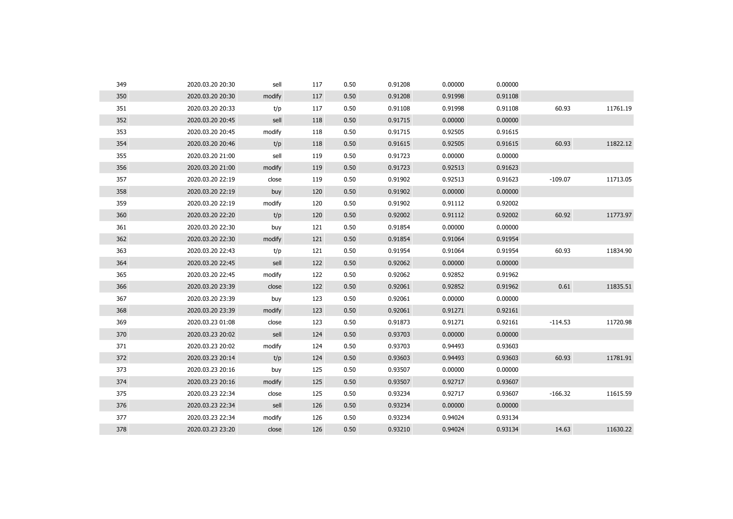| | | | | | | | | | |
|---|---|---|---|---|---|---|---|---|---|
| 349 | 2020.03.20 20:30 | sell | 117 | 0.50 | 0.91208 | 0.00000 | 0.00000 | | |
| 350 | 2020.03.20 20:30 | modify | 117 | 0.50 | 0.91208 | 0.91998 | 0.91108 | | |
| 351 | 2020.03.20 20:33 | t/p | 117 | 0.50 | 0.91108 | 0.91998 | 0.91108 | 60.93 | 11761.19 |
| 352 | 2020.03.20 20:45 | sell | 118 | 0.50 | 0.91715 | 0.00000 | 0.00000 | | |
| 353 | 2020.03.20 20:45 | modify | 118 | 0.50 | 0.91715 | 0.92505 | 0.91615 | | |
| 354 | 2020.03.20 20:46 | t/p | 118 | 0.50 | 0.91615 | 0.92505 | 0.91615 | 60.93 | 11822.12 |
| 355 | 2020.03.20 21:00 | sell | 119 | 0.50 | 0.91723 | 0.00000 | 0.00000 | | |
| 356 | 2020.03.20 21:00 | modify | 119 | 0.50 | 0.91723 | 0.92513 | 0.91623 | | |
| 357 | 2020.03.20 22:19 | close | 119 | 0.50 | 0.91902 | 0.92513 | 0.91623 | -109.07 | 11713.05 |
| 358 | 2020.03.20 22:19 | buy | 120 | 0.50 | 0.91902 | 0.00000 | 0.00000 | | |
| 359 | 2020.03.20 22:19 | modify | 120 | 0.50 | 0.91902 | 0.91112 | 0.92002 | | |
| 360 | 2020.03.20 22:20 | t/p | 120 | 0.50 | 0.92002 | 0.91112 | 0.92002 | 60.92 | 11773.97 |
| 361 | 2020.03.20 22:30 | buy | 121 | 0.50 | 0.91854 | 0.00000 | 0.00000 | | |
| 362 | 2020.03.20 22:30 | modify | 121 | 0.50 | 0.91854 | 0.91064 | 0.91954 | | |
| 363 | 2020.03.20 22:43 | t/p | 121 | 0.50 | 0.91954 | 0.91064 | 0.91954 | 60.93 | 11834.90 |
| 364 | 2020.03.20 22:45 | sell | 122 | 0.50 | 0.92062 | 0.00000 | 0.00000 | | |
| 365 | 2020.03.20 22:45 | modify | 122 | 0.50 | 0.92062 | 0.92852 | 0.91962 | | |
| 366 | 2020.03.20 23:39 | close | 122 | 0.50 | 0.92061 | 0.92852 | 0.91962 | 0.61 | 11835.51 |
| 367 | 2020.03.20 23:39 | buy | 123 | 0.50 | 0.92061 | 0.00000 | 0.00000 | | |
| 368 | 2020.03.20 23:39 | modify | 123 | 0.50 | 0.92061 | 0.91271 | 0.92161 | | |
| 369 | 2020.03.23 01:08 | close | 123 | 0.50 | 0.91873 | 0.91271 | 0.92161 | -114.53 | 11720.98 |
| 370 | 2020.03.23 20:02 | sell | 124 | 0.50 | 0.93703 | 0.00000 | 0.00000 | | |
| 371 | 2020.03.23 20:02 | modify | 124 | 0.50 | 0.93703 | 0.94493 | 0.93603 | | |
| 372 | 2020.03.23 20:14 | t/p | 124 | 0.50 | 0.93603 | 0.94493 | 0.93603 | 60.93 | 11781.91 |
| 373 | 2020.03.23 20:16 | buy | 125 | 0.50 | 0.93507 | 0.00000 | 0.00000 | | |
| 374 | 2020.03.23 20:16 | modify | 125 | 0.50 | 0.93507 | 0.92717 | 0.93607 | | |
| 375 | 2020.03.23 22:34 | close | 125 | 0.50 | 0.93234 | 0.92717 | 0.93607 | -166.32 | 11615.59 |
| 376 | 2020.03.23 22:34 | sell | 126 | 0.50 | 0.93234 | 0.00000 | 0.00000 | | |
| 377 | 2020.03.23 22:34 | modify | 126 | 0.50 | 0.93234 | 0.94024 | 0.93134 | | |
| 378 | 2020.03.23 23:20 | close | 126 | 0.50 | 0.93210 | 0.94024 | 0.93134 | 14.63 | 11630.22 |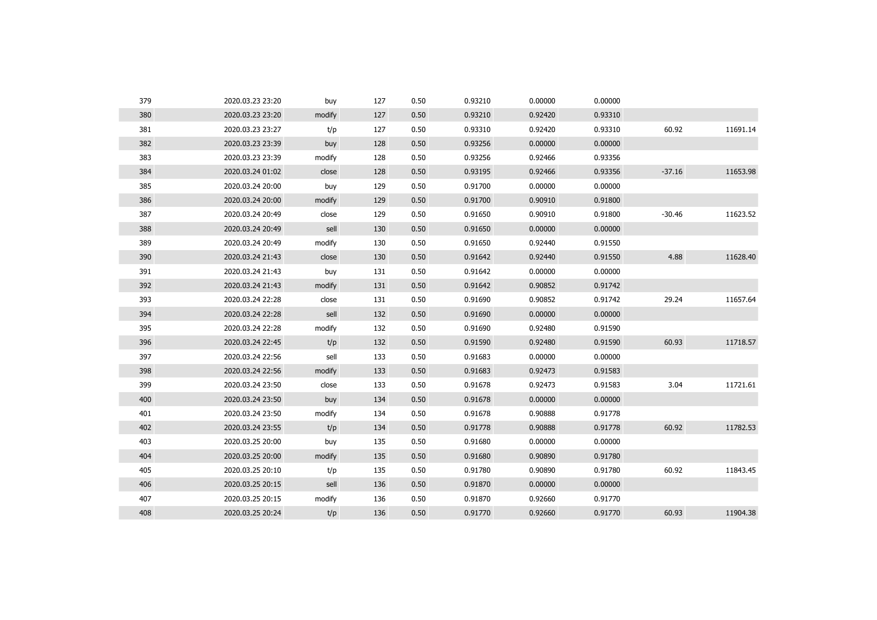| | | | | | | | | | |
|---|---|---|---|---|---|---|---|---|---|
| 379 | 2020.03.23 23:20 | buy | 127 | 0.50 | 0.93210 | 0.00000 | 0.00000 | | |
| 380 | 2020.03.23 23:20 | modify | 127 | 0.50 | 0.93210 | 0.92420 | 0.93310 | | |
| 381 | 2020.03.23 23:27 | t/p | 127 | 0.50 | 0.93310 | 0.92420 | 0.93310 | 60.92 | 11691.14 |
| 382 | 2020.03.23 23:39 | buy | 128 | 0.50 | 0.93256 | 0.00000 | 0.00000 | | |
| 383 | 2020.03.23 23:39 | modify | 128 | 0.50 | 0.93256 | 0.92466 | 0.93356 | | |
| 384 | 2020.03.24 01:02 | close | 128 | 0.50 | 0.93195 | 0.92466 | 0.93356 | -37.16 | 11653.98 |
| 385 | 2020.03.24 20:00 | buy | 129 | 0.50 | 0.91700 | 0.00000 | 0.00000 | | |
| 386 | 2020.03.24 20:00 | modify | 129 | 0.50 | 0.91700 | 0.90910 | 0.91800 | | |
| 387 | 2020.03.24 20:49 | close | 129 | 0.50 | 0.91650 | 0.90910 | 0.91800 | -30.46 | 11623.52 |
| 388 | 2020.03.24 20:49 | sell | 130 | 0.50 | 0.91650 | 0.00000 | 0.00000 | | |
| 389 | 2020.03.24 20:49 | modify | 130 | 0.50 | 0.91650 | 0.92440 | 0.91550 | | |
| 390 | 2020.03.24 21:43 | close | 130 | 0.50 | 0.91642 | 0.92440 | 0.91550 | 4.88 | 11628.40 |
| 391 | 2020.03.24 21:43 | buy | 131 | 0.50 | 0.91642 | 0.00000 | 0.00000 | | |
| 392 | 2020.03.24 21:43 | modify | 131 | 0.50 | 0.91642 | 0.90852 | 0.91742 | | |
| 393 | 2020.03.24 22:28 | close | 131 | 0.50 | 0.91690 | 0.90852 | 0.91742 | 29.24 | 11657.64 |
| 394 | 2020.03.24 22:28 | sell | 132 | 0.50 | 0.91690 | 0.00000 | 0.00000 | | |
| 395 | 2020.03.24 22:28 | modify | 132 | 0.50 | 0.91690 | 0.92480 | 0.91590 | | |
| 396 | 2020.03.24 22:45 | t/p | 132 | 0.50 | 0.91590 | 0.92480 | 0.91590 | 60.93 | 11718.57 |
| 397 | 2020.03.24 22:56 | sell | 133 | 0.50 | 0.91683 | 0.00000 | 0.00000 | | |
| 398 | 2020.03.24 22:56 | modify | 133 | 0.50 | 0.91683 | 0.92473 | 0.91583 | | |
| 399 | 2020.03.24 23:50 | close | 133 | 0.50 | 0.91678 | 0.92473 | 0.91583 | 3.04 | 11721.61 |
| 400 | 2020.03.24 23:50 | buy | 134 | 0.50 | 0.91678 | 0.00000 | 0.00000 | | |
| 401 | 2020.03.24 23:50 | modify | 134 | 0.50 | 0.91678 | 0.90888 | 0.91778 | | |
| 402 | 2020.03.24 23:55 | t/p | 134 | 0.50 | 0.91778 | 0.90888 | 0.91778 | 60.92 | 11782.53 |
| 403 | 2020.03.25 20:00 | buy | 135 | 0.50 | 0.91680 | 0.00000 | 0.00000 | | |
| 404 | 2020.03.25 20:00 | modify | 135 | 0.50 | 0.91680 | 0.90890 | 0.91780 | | |
| 405 | 2020.03.25 20:10 | t/p | 135 | 0.50 | 0.91780 | 0.90890 | 0.91780 | 60.92 | 11843.45 |
| 406 | 2020.03.25 20:15 | sell | 136 | 0.50 | 0.91870 | 0.00000 | 0.00000 | | |
| 407 | 2020.03.25 20:15 | modify | 136 | 0.50 | 0.91870 | 0.92660 | 0.91770 | | |
| 408 | 2020.03.25 20:24 | t/p | 136 | 0.50 | 0.91770 | 0.92660 | 0.91770 | 60.93 | 11904.38 |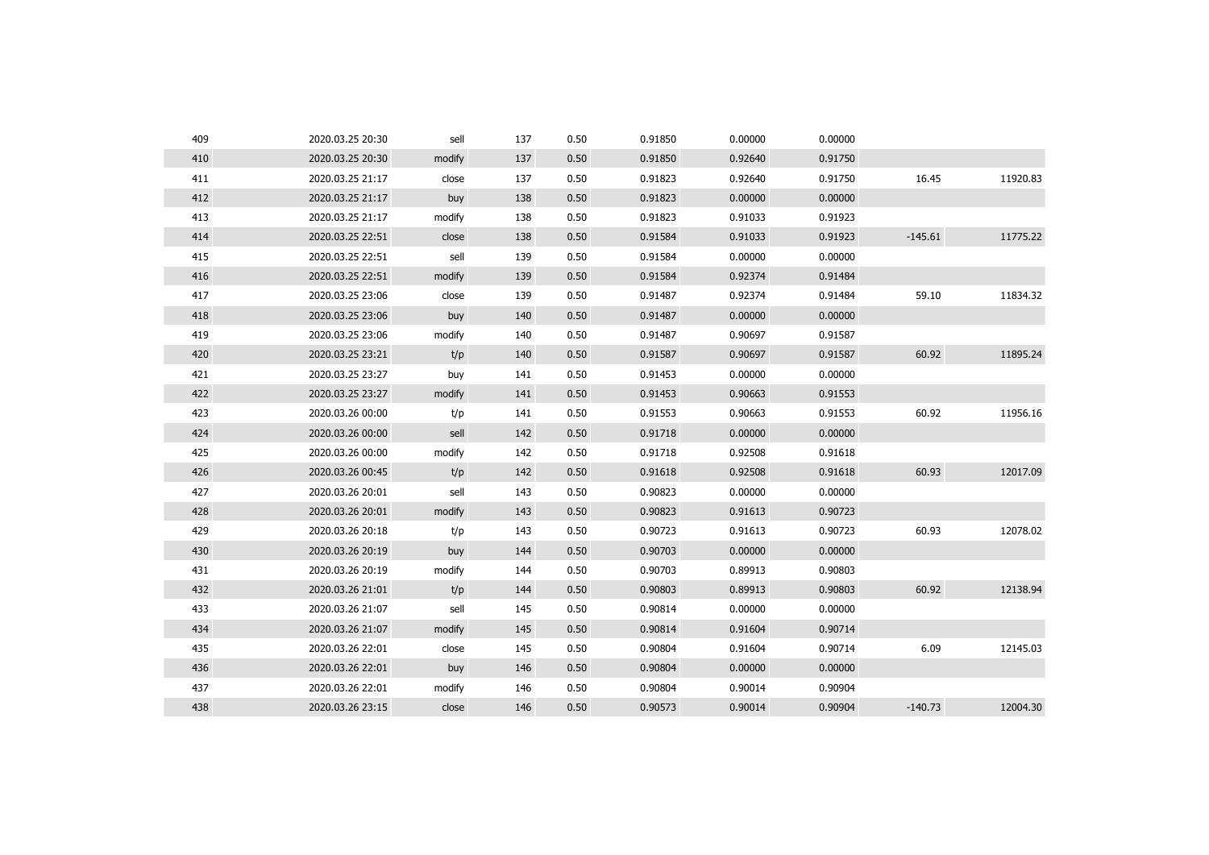| | | | | | | | | | |
|---|---|---|---|---|---|---|---|---|---|
| 409 | 2020.03.25 20:30 | sell | 137 | 0.50 | 0.91850 | 0.00000 | 0.00000 | | |
| 410 | 2020.03.25 20:30 | modify | 137 | 0.50 | 0.91850 | 0.92640 | 0.91750 | | |
| 411 | 2020.03.25 21:17 | close | 137 | 0.50 | 0.91823 | 0.92640 | 0.91750 | 16.45 | 11920.83 |
| 412 | 2020.03.25 21:17 | buy | 138 | 0.50 | 0.91823 | 0.00000 | 0.00000 | | |
| 413 | 2020.03.25 21:17 | modify | 138 | 0.50 | 0.91823 | 0.91033 | 0.91923 | | |
| 414 | 2020.03.25 22:51 | close | 138 | 0.50 | 0.91584 | 0.91033 | 0.91923 | -145.61 | 11775.22 |
| 415 | 2020.03.25 22:51 | sell | 139 | 0.50 | 0.91584 | 0.00000 | 0.00000 | | |
| 416 | 2020.03.25 22:51 | modify | 139 | 0.50 | 0.91584 | 0.92374 | 0.91484 | | |
| 417 | 2020.03.25 23:06 | close | 139 | 0.50 | 0.91487 | 0.92374 | 0.91484 | 59.10 | 11834.32 |
| 418 | 2020.03.25 23:06 | buy | 140 | 0.50 | 0.91487 | 0.00000 | 0.00000 | | |
| 419 | 2020.03.25 23:06 | modify | 140 | 0.50 | 0.91487 | 0.90697 | 0.91587 | | |
| 420 | 2020.03.25 23:21 | t/p | 140 | 0.50 | 0.91587 | 0.90697 | 0.91587 | 60.92 | 11895.24 |
| 421 | 2020.03.25 23:27 | buy | 141 | 0.50 | 0.91453 | 0.00000 | 0.00000 | | |
| 422 | 2020.03.25 23:27 | modify | 141 | 0.50 | 0.91453 | 0.90663 | 0.91553 | | |
| 423 | 2020.03.26 00:00 | t/p | 141 | 0.50 | 0.91553 | 0.90663 | 0.91553 | 60.92 | 11956.16 |
| 424 | 2020.03.26 00:00 | sell | 142 | 0.50 | 0.91718 | 0.00000 | 0.00000 | | |
| 425 | 2020.03.26 00:00 | modify | 142 | 0.50 | 0.91718 | 0.92508 | 0.91618 | | |
| 426 | 2020.03.26 00:45 | t/p | 142 | 0.50 | 0.91618 | 0.92508 | 0.91618 | 60.93 | 12017.09 |
| 427 | 2020.03.26 20:01 | sell | 143 | 0.50 | 0.90823 | 0.00000 | 0.00000 | | |
| 428 | 2020.03.26 20:01 | modify | 143 | 0.50 | 0.90823 | 0.91613 | 0.90723 | | |
| 429 | 2020.03.26 20:18 | t/p | 143 | 0.50 | 0.90723 | 0.91613 | 0.90723 | 60.93 | 12078.02 |
| 430 | 2020.03.26 20:19 | buy | 144 | 0.50 | 0.90703 | 0.00000 | 0.00000 | | |
| 431 | 2020.03.26 20:19 | modify | 144 | 0.50 | 0.90703 | 0.89913 | 0.90803 | | |
| 432 | 2020.03.26 21:01 | t/p | 144 | 0.50 | 0.90803 | 0.89913 | 0.90803 | 60.92 | 12138.94 |
| 433 | 2020.03.26 21:07 | sell | 145 | 0.50 | 0.90814 | 0.00000 | 0.00000 | | |
| 434 | 2020.03.26 21:07 | modify | 145 | 0.50 | 0.90814 | 0.91604 | 0.90714 | | |
| 435 | 2020.03.26 22:01 | close | 145 | 0.50 | 0.90804 | 0.91604 | 0.90714 | 6.09 | 12145.03 |
| 436 | 2020.03.26 22:01 | buy | 146 | 0.50 | 0.90804 | 0.00000 | 0.00000 | | |
| 437 | 2020.03.26 22:01 | modify | 146 | 0.50 | 0.90804 | 0.90014 | 0.90904 | | |
| 438 | 2020.03.26 23:15 | close | 146 | 0.50 | 0.90573 | 0.90014 | 0.90904 | -140.73 | 12004.30 |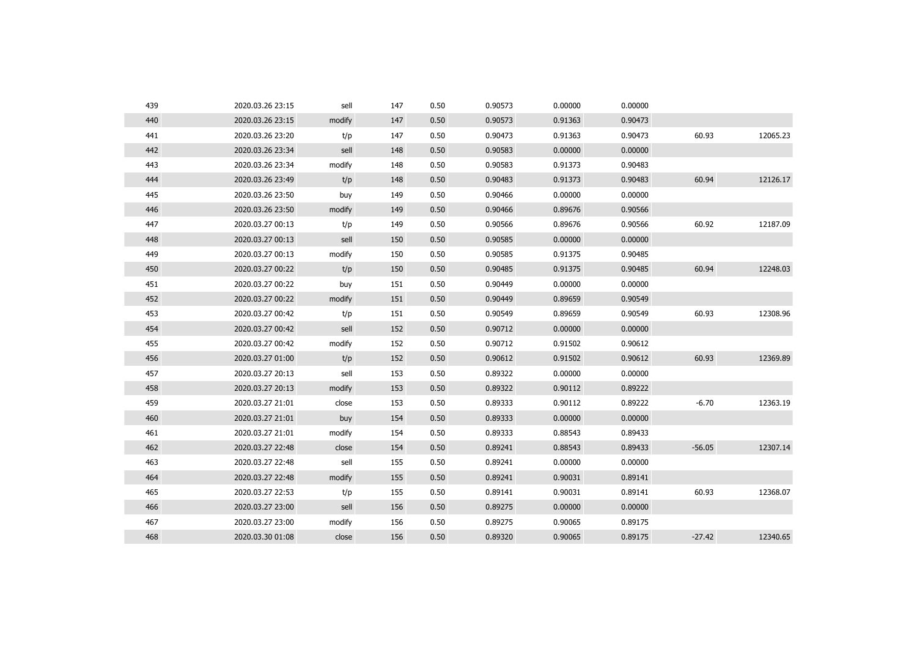| | | | | | | | | | |
|---|---|---|---|---|---|---|---|---|---|
| 439 | 2020.03.26 23:15 | sell | 147 | 0.50 | 0.90573 | 0.00000 | 0.00000 | | |
| 440 | 2020.03.26 23:15 | modify | 147 | 0.50 | 0.90573 | 0.91363 | 0.90473 | | |
| 441 | 2020.03.26 23:20 | t/p | 147 | 0.50 | 0.90473 | 0.91363 | 0.90473 | 60.93 | 12065.23 |
| 442 | 2020.03.26 23:34 | sell | 148 | 0.50 | 0.90583 | 0.00000 | 0.00000 | | |
| 443 | 2020.03.26 23:34 | modify | 148 | 0.50 | 0.90583 | 0.91373 | 0.90483 | | |
| 444 | 2020.03.26 23:49 | t/p | 148 | 0.50 | 0.90483 | 0.91373 | 0.90483 | 60.94 | 12126.17 |
| 445 | 2020.03.26 23:50 | buy | 149 | 0.50 | 0.90466 | 0.00000 | 0.00000 | | |
| 446 | 2020.03.26 23:50 | modify | 149 | 0.50 | 0.90466 | 0.89676 | 0.90566 | | |
| 447 | 2020.03.27 00:13 | t/p | 149 | 0.50 | 0.90566 | 0.89676 | 0.90566 | 60.92 | 12187.09 |
| 448 | 2020.03.27 00:13 | sell | 150 | 0.50 | 0.90585 | 0.00000 | 0.00000 | | |
| 449 | 2020.03.27 00:13 | modify | 150 | 0.50 | 0.90585 | 0.91375 | 0.90485 | | |
| 450 | 2020.03.27 00:22 | t/p | 150 | 0.50 | 0.90485 | 0.91375 | 0.90485 | 60.94 | 12248.03 |
| 451 | 2020.03.27 00:22 | buy | 151 | 0.50 | 0.90449 | 0.00000 | 0.00000 | | |
| 452 | 2020.03.27 00:22 | modify | 151 | 0.50 | 0.90449 | 0.89659 | 0.90549 | | |
| 453 | 2020.03.27 00:42 | t/p | 151 | 0.50 | 0.90549 | 0.89659 | 0.90549 | 60.93 | 12308.96 |
| 454 | 2020.03.27 00:42 | sell | 152 | 0.50 | 0.90712 | 0.00000 | 0.00000 | | |
| 455 | 2020.03.27 00:42 | modify | 152 | 0.50 | 0.90712 | 0.91502 | 0.90612 | | |
| 456 | 2020.03.27 01:00 | t/p | 152 | 0.50 | 0.90612 | 0.91502 | 0.90612 | 60.93 | 12369.89 |
| 457 | 2020.03.27 20:13 | sell | 153 | 0.50 | 0.89322 | 0.00000 | 0.00000 | | |
| 458 | 2020.03.27 20:13 | modify | 153 | 0.50 | 0.89322 | 0.90112 | 0.89222 | | |
| 459 | 2020.03.27 21:01 | close | 153 | 0.50 | 0.89333 | 0.90112 | 0.89222 | -6.70 | 12363.19 |
| 460 | 2020.03.27 21:01 | buy | 154 | 0.50 | 0.89333 | 0.00000 | 0.00000 | | |
| 461 | 2020.03.27 21:01 | modify | 154 | 0.50 | 0.89333 | 0.88543 | 0.89433 | | |
| 462 | 2020.03.27 22:48 | close | 154 | 0.50 | 0.89241 | 0.88543 | 0.89433 | -56.05 | 12307.14 |
| 463 | 2020.03.27 22:48 | sell | 155 | 0.50 | 0.89241 | 0.00000 | 0.00000 | | |
| 464 | 2020.03.27 22:48 | modify | 155 | 0.50 | 0.89241 | 0.90031 | 0.89141 | | |
| 465 | 2020.03.27 22:53 | t/p | 155 | 0.50 | 0.89141 | 0.90031 | 0.89141 | 60.93 | 12368.07 |
| 466 | 2020.03.27 23:00 | sell | 156 | 0.50 | 0.89275 | 0.00000 | 0.00000 | | |
| 467 | 2020.03.27 23:00 | modify | 156 | 0.50 | 0.89275 | 0.90065 | 0.89175 | | |
| 468 | 2020.03.30 01:08 | close | 156 | 0.50 | 0.89320 | 0.90065 | 0.89175 | -27.42 | 12340.65 |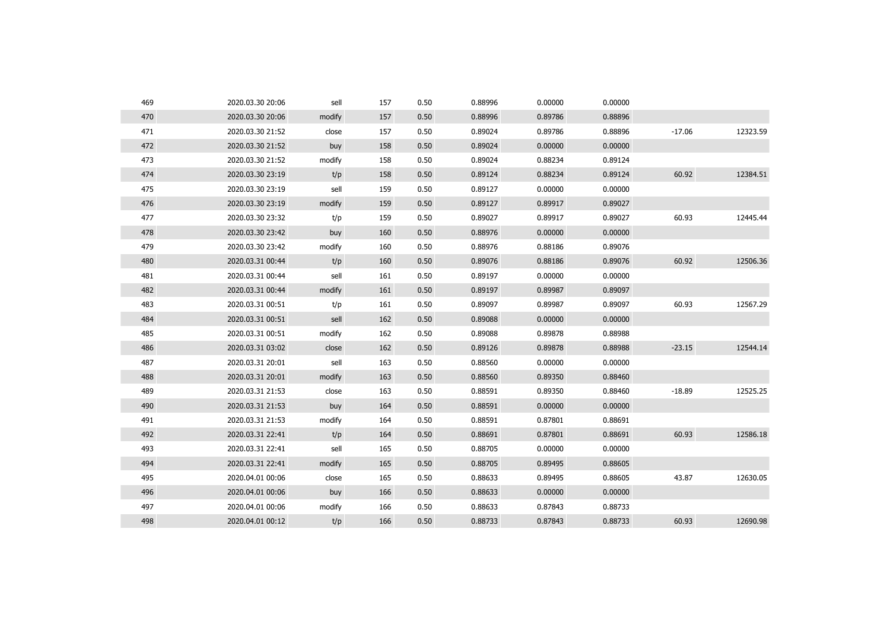| | | | | | | | | | |
|---|---|---|---|---|---|---|---|---|---|
| 469 | 2020.03.30 20:06 | sell | 157 | 0.50 | 0.88996 | 0.00000 | 0.00000 | | |
| 470 | 2020.03.30 20:06 | modify | 157 | 0.50 | 0.88996 | 0.89786 | 0.88896 | | |
| 471 | 2020.03.30 21:52 | close | 157 | 0.50 | 0.89024 | 0.89786 | 0.88896 | -17.06 | 12323.59 |
| 472 | 2020.03.30 21:52 | buy | 158 | 0.50 | 0.89024 | 0.00000 | 0.00000 | | |
| 473 | 2020.03.30 21:52 | modify | 158 | 0.50 | 0.89024 | 0.88234 | 0.89124 | | |
| 474 | 2020.03.30 23:19 | t/p | 158 | 0.50 | 0.89124 | 0.88234 | 0.89124 | 60.92 | 12384.51 |
| 475 | 2020.03.30 23:19 | sell | 159 | 0.50 | 0.89127 | 0.00000 | 0.00000 | | |
| 476 | 2020.03.30 23:19 | modify | 159 | 0.50 | 0.89127 | 0.89917 | 0.89027 | | |
| 477 | 2020.03.30 23:32 | t/p | 159 | 0.50 | 0.89027 | 0.89917 | 0.89027 | 60.93 | 12445.44 |
| 478 | 2020.03.30 23:42 | buy | 160 | 0.50 | 0.88976 | 0.00000 | 0.00000 | | |
| 479 | 2020.03.30 23:42 | modify | 160 | 0.50 | 0.88976 | 0.88186 | 0.89076 | | |
| 480 | 2020.03.31 00:44 | t/p | 160 | 0.50 | 0.89076 | 0.88186 | 0.89076 | 60.92 | 12506.36 |
| 481 | 2020.03.31 00:44 | sell | 161 | 0.50 | 0.89197 | 0.00000 | 0.00000 | | |
| 482 | 2020.03.31 00:44 | modify | 161 | 0.50 | 0.89197 | 0.89987 | 0.89097 | | |
| 483 | 2020.03.31 00:51 | t/p | 161 | 0.50 | 0.89097 | 0.89987 | 0.89097 | 60.93 | 12567.29 |
| 484 | 2020.03.31 00:51 | sell | 162 | 0.50 | 0.89088 | 0.00000 | 0.00000 | | |
| 485 | 2020.03.31 00:51 | modify | 162 | 0.50 | 0.89088 | 0.89878 | 0.88988 | | |
| 486 | 2020.03.31 03:02 | close | 162 | 0.50 | 0.89126 | 0.89878 | 0.88988 | -23.15 | 12544.14 |
| 487 | 2020.03.31 20:01 | sell | 163 | 0.50 | 0.88560 | 0.00000 | 0.00000 | | |
| 488 | 2020.03.31 20:01 | modify | 163 | 0.50 | 0.88560 | 0.89350 | 0.88460 | | |
| 489 | 2020.03.31 21:53 | close | 163 | 0.50 | 0.88591 | 0.89350 | 0.88460 | -18.89 | 12525.25 |
| 490 | 2020.03.31 21:53 | buy | 164 | 0.50 | 0.88591 | 0.00000 | 0.00000 | | |
| 491 | 2020.03.31 21:53 | modify | 164 | 0.50 | 0.88591 | 0.87801 | 0.88691 | | |
| 492 | 2020.03.31 22:41 | t/p | 164 | 0.50 | 0.88691 | 0.87801 | 0.88691 | 60.93 | 12586.18 |
| 493 | 2020.03.31 22:41 | sell | 165 | 0.50 | 0.88705 | 0.00000 | 0.00000 | | |
| 494 | 2020.03.31 22:41 | modify | 165 | 0.50 | 0.88705 | 0.89495 | 0.88605 | | |
| 495 | 2020.04.01 00:06 | close | 165 | 0.50 | 0.88633 | 0.89495 | 0.88605 | 43.87 | 12630.05 |
| 496 | 2020.04.01 00:06 | buy | 166 | 0.50 | 0.88633 | 0.00000 | 0.00000 | | |
| 497 | 2020.04.01 00:06 | modify | 166 | 0.50 | 0.88633 | 0.87843 | 0.88733 | | |
| 498 | 2020.04.01 00:12 | t/p | 166 | 0.50 | 0.88733 | 0.87843 | 0.88733 | 60.93 | 12690.98 |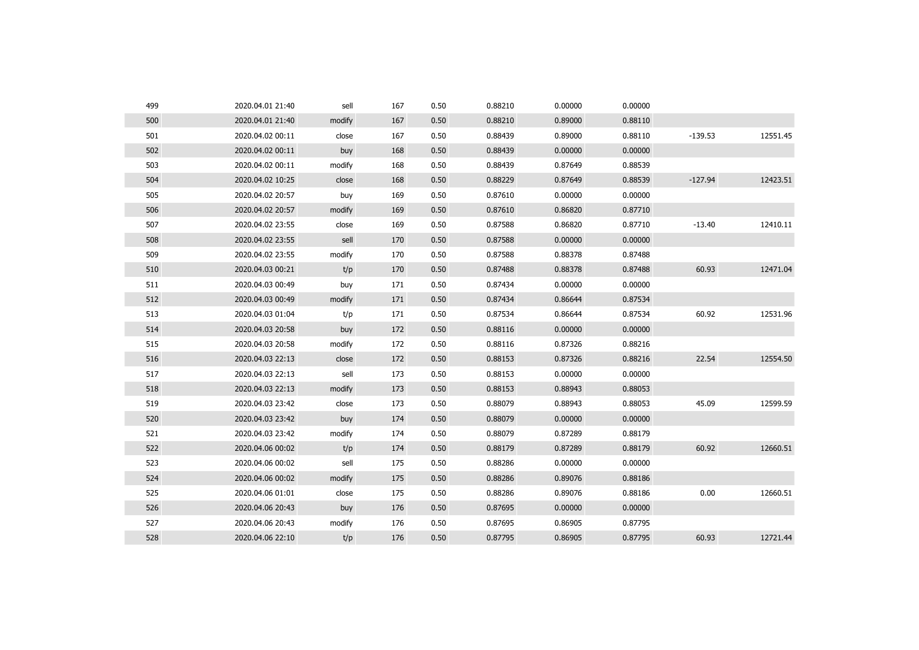| | | | | | | | | | |
|---|---|---|---|---|---|---|---|---|---|
| 499 | 2020.04.01 21:40 | sell | 167 | 0.50 | 0.88210 | 0.00000 | 0.00000 | | |
| 500 | 2020.04.01 21:40 | modify | 167 | 0.50 | 0.88210 | 0.89000 | 0.88110 | | |
| 501 | 2020.04.02 00:11 | close | 167 | 0.50 | 0.88439 | 0.89000 | 0.88110 | -139.53 | 12551.45 |
| 502 | 2020.04.02 00:11 | buy | 168 | 0.50 | 0.88439 | 0.00000 | 0.00000 | | |
| 503 | 2020.04.02 00:11 | modify | 168 | 0.50 | 0.88439 | 0.87649 | 0.88539 | | |
| 504 | 2020.04.02 10:25 | close | 168 | 0.50 | 0.88229 | 0.87649 | 0.88539 | -127.94 | 12423.51 |
| 505 | 2020.04.02 20:57 | buy | 169 | 0.50 | 0.87610 | 0.00000 | 0.00000 | | |
| 506 | 2020.04.02 20:57 | modify | 169 | 0.50 | 0.87610 | 0.86820 | 0.87710 | | |
| 507 | 2020.04.02 23:55 | close | 169 | 0.50 | 0.87588 | 0.86820 | 0.87710 | -13.40 | 12410.11 |
| 508 | 2020.04.02 23:55 | sell | 170 | 0.50 | 0.87588 | 0.00000 | 0.00000 | | |
| 509 | 2020.04.02 23:55 | modify | 170 | 0.50 | 0.87588 | 0.88378 | 0.87488 | | |
| 510 | 2020.04.03 00:21 | t/p | 170 | 0.50 | 0.87488 | 0.88378 | 0.87488 | 60.93 | 12471.04 |
| 511 | 2020.04.03 00:49 | buy | 171 | 0.50 | 0.87434 | 0.00000 | 0.00000 | | |
| 512 | 2020.04.03 00:49 | modify | 171 | 0.50 | 0.87434 | 0.86644 | 0.87534 | | |
| 513 | 2020.04.03 01:04 | t/p | 171 | 0.50 | 0.87534 | 0.86644 | 0.87534 | 60.92 | 12531.96 |
| 514 | 2020.04.03 20:58 | buy | 172 | 0.50 | 0.88116 | 0.00000 | 0.00000 | | |
| 515 | 2020.04.03 20:58 | modify | 172 | 0.50 | 0.88116 | 0.87326 | 0.88216 | | |
| 516 | 2020.04.03 22:13 | close | 172 | 0.50 | 0.88153 | 0.87326 | 0.88216 | 22.54 | 12554.50 |
| 517 | 2020.04.03 22:13 | sell | 173 | 0.50 | 0.88153 | 0.00000 | 0.00000 | | |
| 518 | 2020.04.03 22:13 | modify | 173 | 0.50 | 0.88153 | 0.88943 | 0.88053 | | |
| 519 | 2020.04.03 23:42 | close | 173 | 0.50 | 0.88079 | 0.88943 | 0.88053 | 45.09 | 12599.59 |
| 520 | 2020.04.03 23:42 | buy | 174 | 0.50 | 0.88079 | 0.00000 | 0.00000 | | |
| 521 | 2020.04.03 23:42 | modify | 174 | 0.50 | 0.88079 | 0.87289 | 0.88179 | | |
| 522 | 2020.04.06 00:02 | t/p | 174 | 0.50 | 0.88179 | 0.87289 | 0.88179 | 60.92 | 12660.51 |
| 523 | 2020.04.06 00:02 | sell | 175 | 0.50 | 0.88286 | 0.00000 | 0.00000 | | |
| 524 | 2020.04.06 00:02 | modify | 175 | 0.50 | 0.88286 | 0.89076 | 0.88186 | | |
| 525 | 2020.04.06 01:01 | close | 175 | 0.50 | 0.88286 | 0.89076 | 0.88186 | 0.00 | 12660.51 |
| 526 | 2020.04.06 20:43 | buy | 176 | 0.50 | 0.87695 | 0.00000 | 0.00000 | | |
| 527 | 2020.04.06 20:43 | modify | 176 | 0.50 | 0.87695 | 0.86905 | 0.87795 | | |
| 528 | 2020.04.06 22:10 | t/p | 176 | 0.50 | 0.87795 | 0.86905 | 0.87795 | 60.93 | 12721.44 |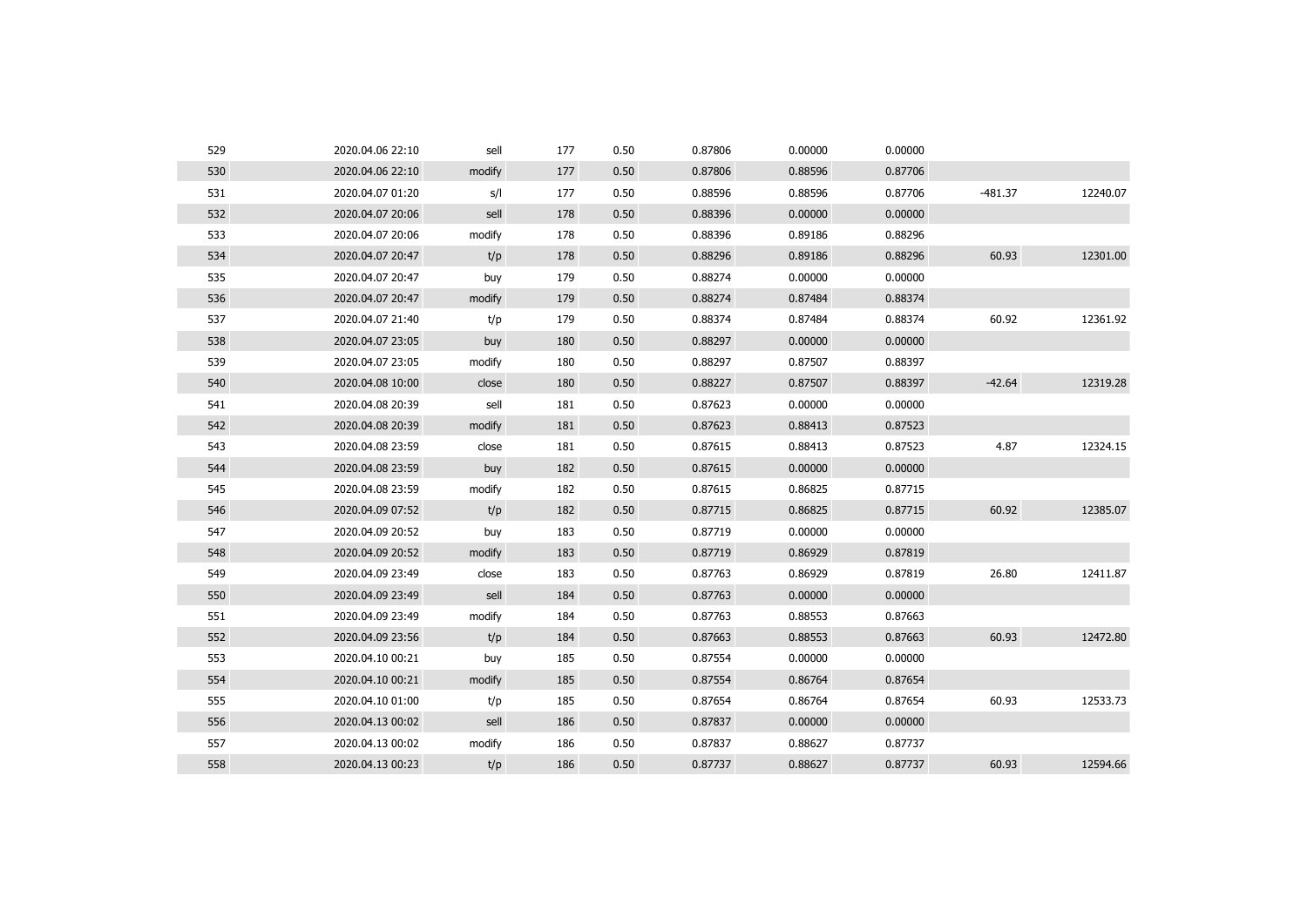| | | | | | | | | | |
|---|---|---|---|---|---|---|---|---|---|
| 529 | 2020.04.06 22:10 | sell | 177 | 0.50 | 0.87806 | 0.00000 | 0.00000 | | |
| 530 | 2020.04.06 22:10 | modify | 177 | 0.50 | 0.87806 | 0.88596 | 0.87706 | | |
| 531 | 2020.04.07 01:20 | s/l | 177 | 0.50 | 0.88596 | 0.88596 | 0.87706 | -481.37 | 12240.07 |
| 532 | 2020.04.07 20:06 | sell | 178 | 0.50 | 0.88396 | 0.00000 | 0.00000 | | |
| 533 | 2020.04.07 20:06 | modify | 178 | 0.50 | 0.88396 | 0.89186 | 0.88296 | | |
| 534 | 2020.04.07 20:47 | t/p | 178 | 0.50 | 0.88296 | 0.89186 | 0.88296 | 60.93 | 12301.00 |
| 535 | 2020.04.07 20:47 | buy | 179 | 0.50 | 0.88274 | 0.00000 | 0.00000 | | |
| 536 | 2020.04.07 20:47 | modify | 179 | 0.50 | 0.88274 | 0.87484 | 0.88374 | | |
| 537 | 2020.04.07 21:40 | t/p | 179 | 0.50 | 0.88374 | 0.87484 | 0.88374 | 60.92 | 12361.92 |
| 538 | 2020.04.07 23:05 | buy | 180 | 0.50 | 0.88297 | 0.00000 | 0.00000 | | |
| 539 | 2020.04.07 23:05 | modify | 180 | 0.50 | 0.88297 | 0.87507 | 0.88397 | | |
| 540 | 2020.04.08 10:00 | close | 180 | 0.50 | 0.88227 | 0.87507 | 0.88397 | -42.64 | 12319.28 |
| 541 | 2020.04.08 20:39 | sell | 181 | 0.50 | 0.87623 | 0.00000 | 0.00000 | | |
| 542 | 2020.04.08 20:39 | modify | 181 | 0.50 | 0.87623 | 0.88413 | 0.87523 | | |
| 543 | 2020.04.08 23:59 | close | 181 | 0.50 | 0.87615 | 0.88413 | 0.87523 | 4.87 | 12324.15 |
| 544 | 2020.04.08 23:59 | buy | 182 | 0.50 | 0.87615 | 0.00000 | 0.00000 | | |
| 545 | 2020.04.08 23:59 | modify | 182 | 0.50 | 0.87615 | 0.86825 | 0.87715 | | |
| 546 | 2020.04.09 07:52 | t/p | 182 | 0.50 | 0.87715 | 0.86825 | 0.87715 | 60.92 | 12385.07 |
| 547 | 2020.04.09 20:52 | buy | 183 | 0.50 | 0.87719 | 0.00000 | 0.00000 | | |
| 548 | 2020.04.09 20:52 | modify | 183 | 0.50 | 0.87719 | 0.86929 | 0.87819 | | |
| 549 | 2020.04.09 23:49 | close | 183 | 0.50 | 0.87763 | 0.86929 | 0.87819 | 26.80 | 12411.87 |
| 550 | 2020.04.09 23:49 | sell | 184 | 0.50 | 0.87763 | 0.00000 | 0.00000 | | |
| 551 | 2020.04.09 23:49 | modify | 184 | 0.50 | 0.87763 | 0.88553 | 0.87663 | | |
| 552 | 2020.04.09 23:56 | t/p | 184 | 0.50 | 0.87663 | 0.88553 | 0.87663 | 60.93 | 12472.80 |
| 553 | 2020.04.10 00:21 | buy | 185 | 0.50 | 0.87554 | 0.00000 | 0.00000 | | |
| 554 | 2020.04.10 00:21 | modify | 185 | 0.50 | 0.87554 | 0.86764 | 0.87654 | | |
| 555 | 2020.04.10 01:00 | t/p | 185 | 0.50 | 0.87654 | 0.86764 | 0.87654 | 60.93 | 12533.73 |
| 556 | 2020.04.13 00:02 | sell | 186 | 0.50 | 0.87837 | 0.00000 | 0.00000 | | |
| 557 | 2020.04.13 00:02 | modify | 186 | 0.50 | 0.87837 | 0.88627 | 0.87737 | | |
| 558 | 2020.04.13 00:23 | t/p | 186 | 0.50 | 0.87737 | 0.88627 | 0.87737 | 60.93 | 12594.66 |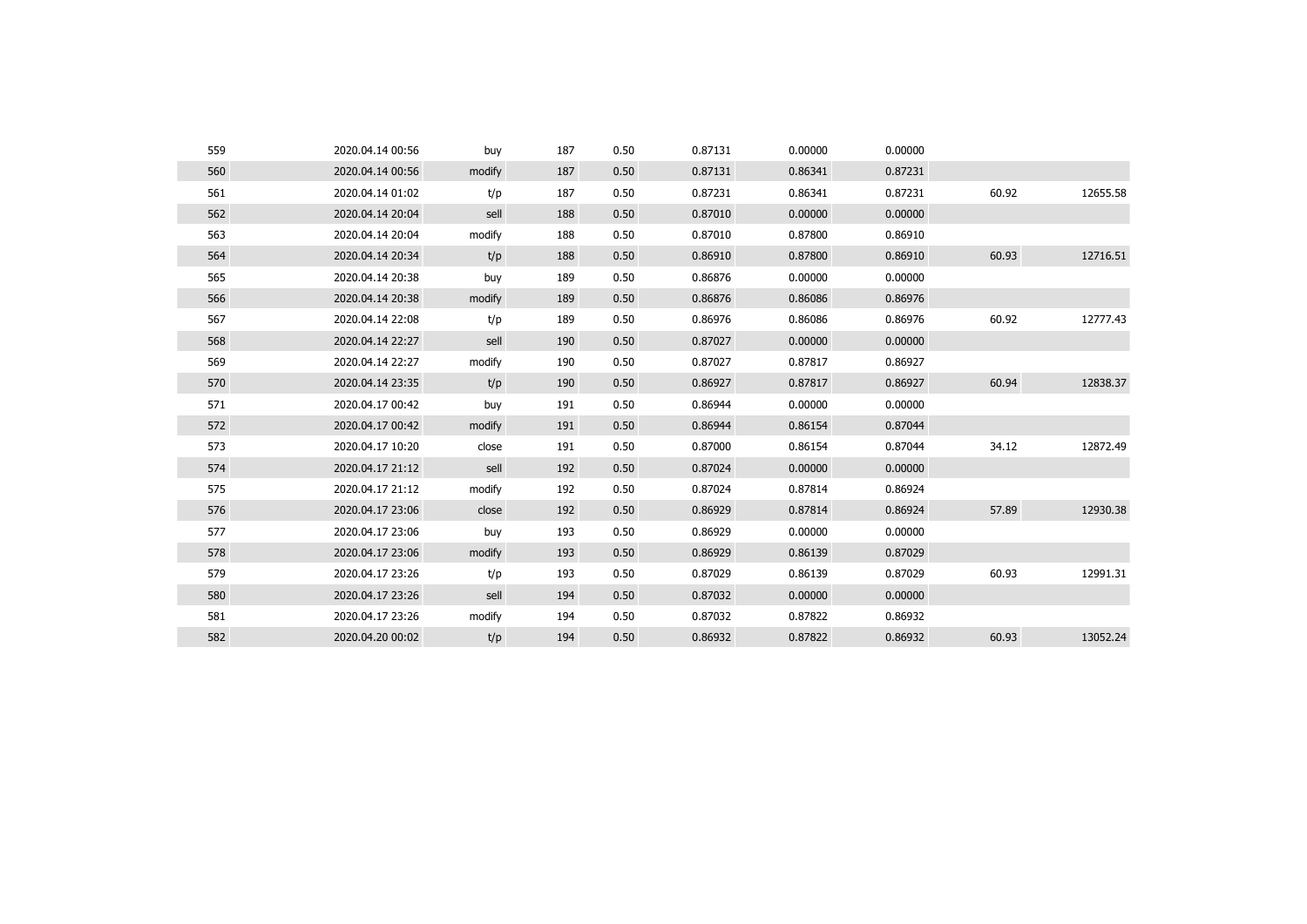| | | | | | | | | | |
|---|---|---|---|---|---|---|---|---|---|
| 559 | 2020.04.14 00:56 | buy | 187 | 0.50 | 0.87131 | 0.00000 | 0.00000 | | |
| 560 | 2020.04.14 00:56 | modify | 187 | 0.50 | 0.87131 | 0.86341 | 0.87231 | | |
| 561 | 2020.04.14 01:02 | t/p | 187 | 0.50 | 0.87231 | 0.86341 | 0.87231 | 60.92 | 12655.58 |
| 562 | 2020.04.14 20:04 | sell | 188 | 0.50 | 0.87010 | 0.00000 | 0.00000 | | |
| 563 | 2020.04.14 20:04 | modify | 188 | 0.50 | 0.87010 | 0.87800 | 0.86910 | | |
| 564 | 2020.04.14 20:34 | t/p | 188 | 0.50 | 0.86910 | 0.87800 | 0.86910 | 60.93 | 12716.51 |
| 565 | 2020.04.14 20:38 | buy | 189 | 0.50 | 0.86876 | 0.00000 | 0.00000 | | |
| 566 | 2020.04.14 20:38 | modify | 189 | 0.50 | 0.86876 | 0.86086 | 0.86976 | | |
| 567 | 2020.04.14 22:08 | t/p | 189 | 0.50 | 0.86976 | 0.86086 | 0.86976 | 60.92 | 12777.43 |
| 568 | 2020.04.14 22:27 | sell | 190 | 0.50 | 0.87027 | 0.00000 | 0.00000 | | |
| 569 | 2020.04.14 22:27 | modify | 190 | 0.50 | 0.87027 | 0.87817 | 0.86927 | | |
| 570 | 2020.04.14 23:35 | t/p | 190 | 0.50 | 0.86927 | 0.87817 | 0.86927 | 60.94 | 12838.37 |
| 571 | 2020.04.17 00:42 | buy | 191 | 0.50 | 0.86944 | 0.00000 | 0.00000 | | |
| 572 | 2020.04.17 00:42 | modify | 191 | 0.50 | 0.86944 | 0.86154 | 0.87044 | | |
| 573 | 2020.04.17 10:20 | close | 191 | 0.50 | 0.87000 | 0.86154 | 0.87044 | 34.12 | 12872.49 |
| 574 | 2020.04.17 21:12 | sell | 192 | 0.50 | 0.87024 | 0.00000 | 0.00000 | | |
| 575 | 2020.04.17 21:12 | modify | 192 | 0.50 | 0.87024 | 0.87814 | 0.86924 | | |
| 576 | 2020.04.17 23:06 | close | 192 | 0.50 | 0.86929 | 0.87814 | 0.86924 | 57.89 | 12930.38 |
| 577 | 2020.04.17 23:06 | buy | 193 | 0.50 | 0.86929 | 0.00000 | 0.00000 | | |
| 578 | 2020.04.17 23:06 | modify | 193 | 0.50 | 0.86929 | 0.86139 | 0.87029 | | |
| 579 | 2020.04.17 23:26 | t/p | 193 | 0.50 | 0.87029 | 0.86139 | 0.87029 | 60.93 | 12991.31 |
| 580 | 2020.04.17 23:26 | sell | 194 | 0.50 | 0.87032 | 0.00000 | 0.00000 | | |
| 581 | 2020.04.17 23:26 | modify | 194 | 0.50 | 0.87032 | 0.87822 | 0.86932 | | |
| 582 | 2020.04.20 00:02 | t/p | 194 | 0.50 | 0.86932 | 0.87822 | 0.86932 | 60.93 | 13052.24 |